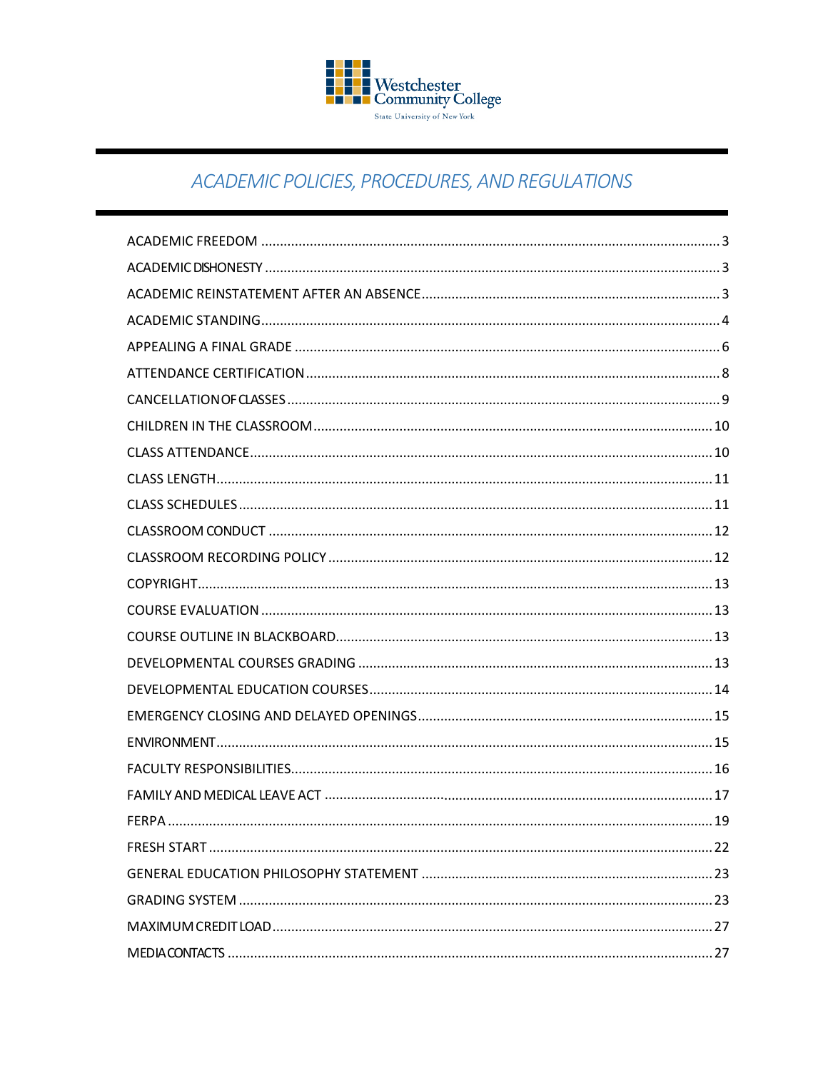Westchester Community College

State University of New York

# ACADEMIC POLICIES, PROCEDURES, AND REGULATIONS

ACADEMIC FREEDOM ........................................................ 3
ACADEMIC DISHONESTY ........................................................ 3
ACADEMIC REINSTATEMENT AFTER AN ABSENCE ........................................................ 3
ACADEMIC STANDING ........................................................ 4
APPEALING A FINAL GRADE ........................................................ 6
ATTENDANCE CERTIFICATION ........................................................ 8
CANCELLATION OF CLASSES ........................................................ 9
CHILDREN IN THE CLASSROOM ........................................................ 10
CLASS ATTENDANCE ........................................................ 10
CLASS LENGTH ........................................................ 11
CLASS SCHEDULES ........................................................ 11
CLASSROOM CONDUCT ........................................................ 12
CLASSROOM RECORDING POLICY ........................................................ 12
COPYRIGHT ........................................................ 13
COURSE EVALUATION ........................................................ 13
COURSE OUTLINE IN BLACKBOARD ........................................................ 13
DEVELOPMENTAL COURSES GRADING ........................................................ 13
DEVELOPMENTAL EDUCATION COURSES ........................................................ 14
EMERGENCY CLOSING AND DELAYED OPENINGS ........................................................ 15
ENVIRONMENT ........................................................ 15
FACULTY RESPONSIBILITIES ........................................................ 16
FAMILY AND MEDICAL LEAVE ACT ........................................................ 17
FERPA ........................................................ 19
FRESH START ........................................................ 22
GENERAL EDUCATION PHILOSOPHY STATEMENT ........................................................ 23
GRADING SYSTEM ........................................................ 23
MAXIMUM CREDIT LOAD ........................................................ 27
MEDIA CONTACTS ........................................................ 27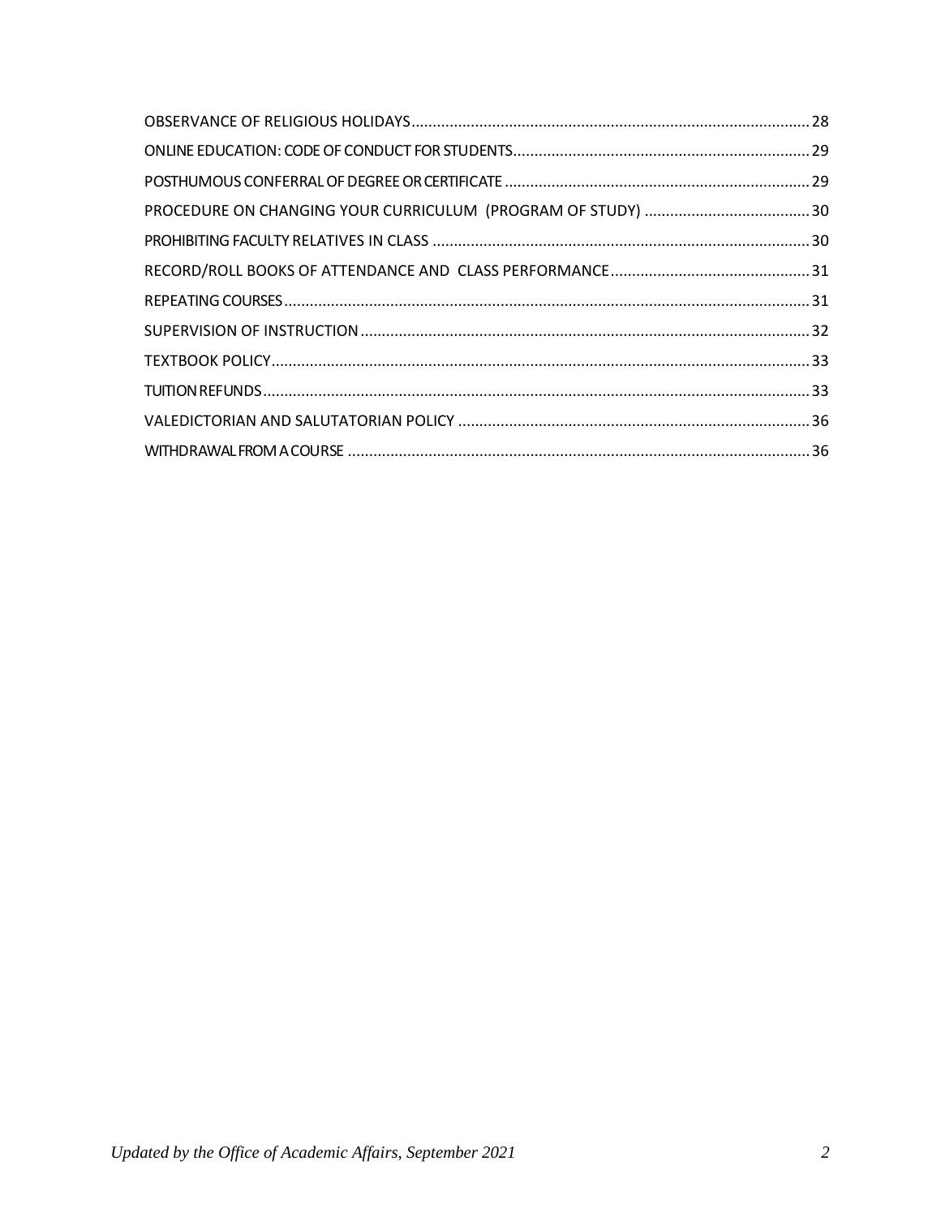OBSERVANCE OF RELIGIOUS HOLIDAYS ........ 28
ONLINE EDUCATION: CODE OF CONDUCT FOR STUDENTS ........ 29
POSTHUMOUS CONFERRAL OF DEGREE OR CERTIFICATE ........ 29
PROCEDURE ON CHANGING YOUR CURRICULUM (PROGRAM OF STUDY) ........ 30
PROHIBITING FACULTY RELATIVES IN CLASS ........ 30
RECORD/ROLL BOOKS OF ATTENDANCE AND CLASS PERFORMANCE ........ 31
REPEATING COURSES ........ 31
SUPERVISION OF INSTRUCTION ........ 32
TEXTBOOK POLICY ........ 33
TUITION REFUNDS ........ 33
VALEDICTORIAN AND SALUTATORIAN POLICY ........ 36
WITHDRAWAL FROM A COURSE ........ 36

*Updated by the Office of Academic Affairs, September 2021*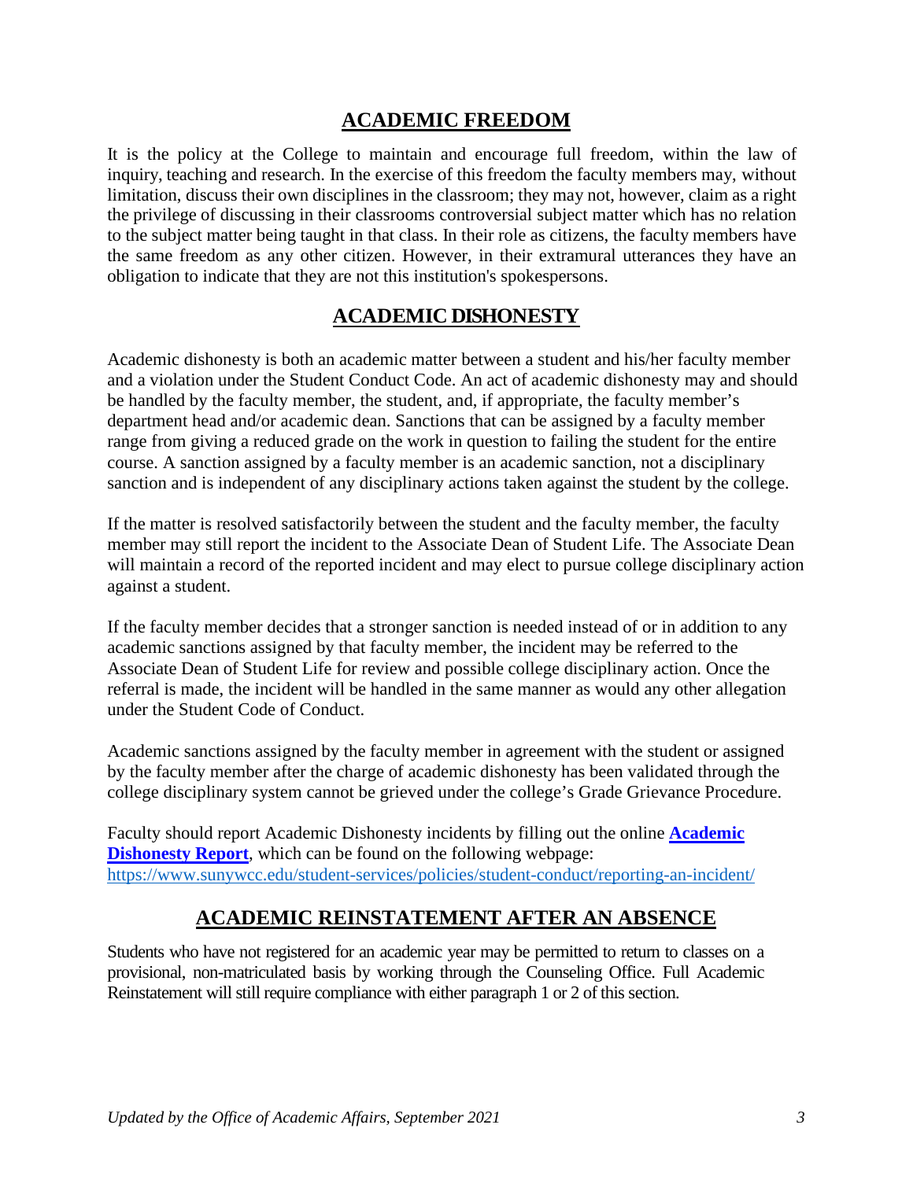## ACADEMIC FREEDOM

It is the policy at the College to maintain and encourage full freedom, within the law of inquiry, teaching and research. In the exercise of this freedom the faculty members may, without limitation, discuss their own disciplines in the classroom; they may not, however, claim as a right the privilege of discussing in their classrooms controversial subject matter which has no relation to the subject matter being taught in that class. In their role as citizens, the faculty members have the same freedom as any other citizen. However, in their extramural utterances they have an obligation to indicate that they are not this institution's spokespersons.

## ACADEMIC DISHONESTY

Academic dishonesty is both an academic matter between a student and his/her faculty member and a violation under the Student Conduct Code. An act of academic dishonesty may and should be handled by the faculty member, the student, and, if appropriate, the faculty member's department head and/or academic dean. Sanctions that can be assigned by a faculty member range from giving a reduced grade on the work in question to failing the student for the entire course. A sanction assigned by a faculty member is an academic sanction, not a disciplinary sanction and is independent of any disciplinary actions taken against the student by the college.

If the matter is resolved satisfactorily between the student and the faculty member, the faculty member may still report the incident to the Associate Dean of Student Life. The Associate Dean will maintain a record of the reported incident and may elect to pursue college disciplinary action against a student.

If the faculty member decides that a stronger sanction is needed instead of or in addition to any academic sanctions assigned by that faculty member, the incident may be referred to the Associate Dean of Student Life for review and possible college disciplinary action. Once the referral is made, the incident will be handled in the same manner as would any other allegation under the Student Code of Conduct.

Academic sanctions assigned by the faculty member in agreement with the student or assigned by the faculty member after the charge of academic dishonesty has been validated through the college disciplinary system cannot be grieved under the college's Grade Grievance Procedure.

Faculty should report Academic Dishonesty incidents by filling out the online **Academic Dishonesty Report**, which can be found on the following webpage: https://www.sunywcc.edu/student-services/policies/student-conduct/reporting-an-incident/

## ACADEMIC REINSTATEMENT AFTER AN ABSENCE

Students who have not registered for an academic year may be permitted to return to classes on a provisional, non-matriculated basis by working through the Counseling Office. Full Academic Reinstatement will still require compliance with either paragraph 1 or 2 of this section.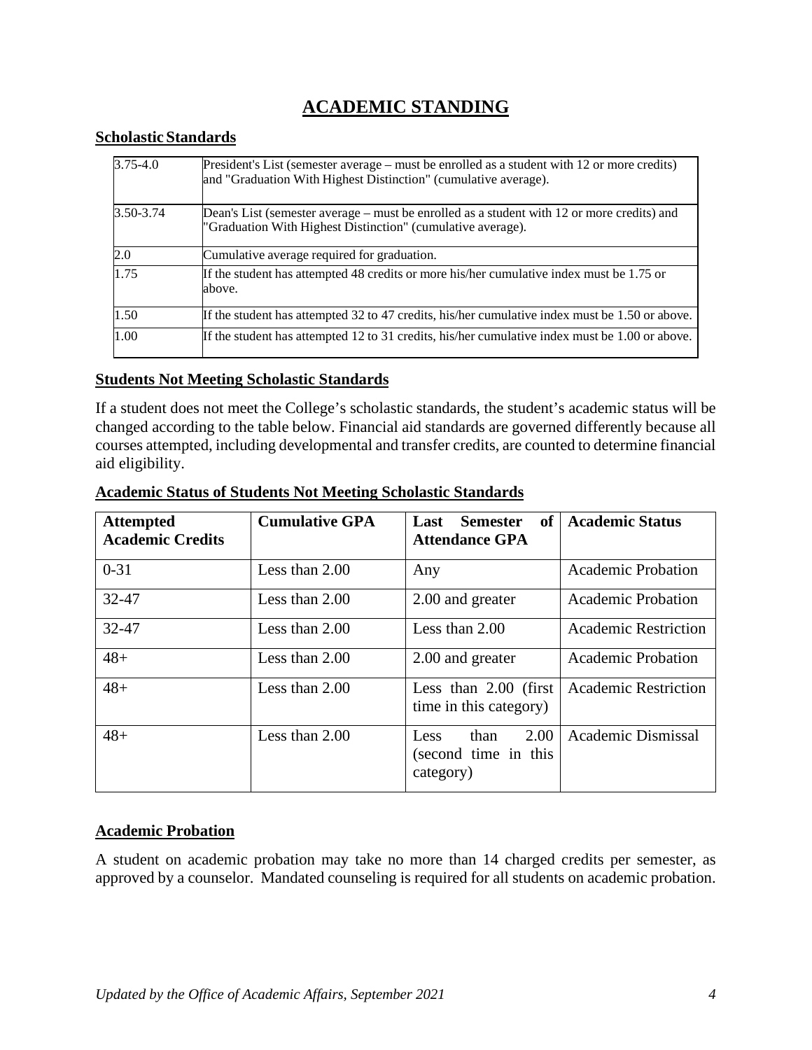# ACADEMIC STANDING

## Scholastic Standards

| | |
|---|---|
| 3.75-4.0 | President's List (semester average – must be enrolled as a student with 12 or more credits) and "Graduation With Highest Distinction" (cumulative average). |
| 3.50-3.74 | Dean's List (semester average – must be enrolled as a student with 12 or more credits) and "Graduation With Highest Distinction" (cumulative average). |
| 2.0 | Cumulative average required for graduation. |
| 1.75 | If the student has attempted 48 credits or more his/her cumulative index must be 1.75 or above. |
| 1.50 | If the student has attempted 32 to 47 credits, his/her cumulative index must be 1.50 or above. |
| 1.00 | If the student has attempted 12 to 31 credits, his/her cumulative index must be 1.00 or above. |

## Students Not Meeting Scholastic Standards

If a student does not meet the College's scholastic standards, the student's academic status will be changed according to the table below. Financial aid standards are governed differently because all courses attempted, including developmental and transfer credits, are counted to determine financial aid eligibility.

## Academic Status of Students Not Meeting Scholastic Standards

| Attempted Academic Credits | Cumulative GPA | Last Semester of Attendance GPA | Academic Status |
|---|---|---|---|
| 0-31 | Less than 2.00 | Any | Academic Probation |
| 32-47 | Less than 2.00 | 2.00 and greater | Academic Probation |
| 32-47 | Less than 2.00 | Less than 2.00 | Academic Restriction |
| 48+ | Less than 2.00 | 2.00 and greater | Academic Probation |
| 48+ | Less than 2.00 | Less than 2.00 (first time in this category) | Academic Restriction |
| 48+ | Less than 2.00 | Less than 2.00 (second time in this category) | Academic Dismissal |

## Academic Probation

A student on academic probation may take no more than 14 charged credits per semester, as approved by a counselor. Mandated counseling is required for all students on academic probation.

*Updated by the Office of Academic Affairs, September 2021*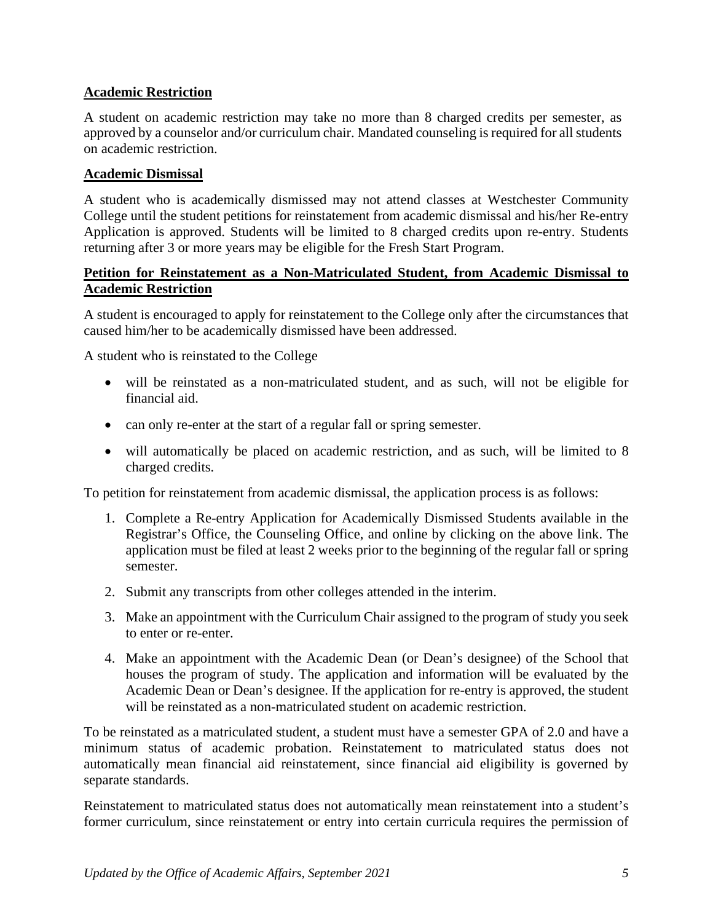**Academic Restriction**

A student on academic restriction may take no more than 8 charged credits per semester, as approved by a counselor and/or curriculum chair. Mandated counseling is required for all students on academic restriction.

**Academic Dismissal**

A student who is academically dismissed may not attend classes at Westchester Community College until the student petitions for reinstatement from academic dismissal and his/her Re-entry Application is approved. Students will be limited to 8 charged credits upon re-entry. Students returning after 3 or more years may be eligible for the Fresh Start Program.

**Petition for Reinstatement as a Non-Matriculated Student, from Academic Dismissal to Academic Restriction**

A student is encouraged to apply for reinstatement to the College only after the circumstances that caused him/her to be academically dismissed have been addressed.

A student who is reinstated to the College

- will be reinstated as a non-matriculated student, and as such, will not be eligible for financial aid.
- can only re-enter at the start of a regular fall or spring semester.
- will automatically be placed on academic restriction, and as such, will be limited to 8 charged credits.

To petition for reinstatement from academic dismissal, the application process is as follows:

1. Complete a Re-entry Application for Academically Dismissed Students available in the Registrar's Office, the Counseling Office, and online by clicking on the above link. The application must be filed at least 2 weeks prior to the beginning of the regular fall or spring semester.
2. Submit any transcripts from other colleges attended in the interim.
3. Make an appointment with the Curriculum Chair assigned to the program of study you seek to enter or re-enter.
4. Make an appointment with the Academic Dean (or Dean's designee) of the School that houses the program of study. The application and information will be evaluated by the Academic Dean or Dean's designee. If the application for re-entry is approved, the student will be reinstated as a non-matriculated student on academic restriction.

To be reinstated as a matriculated student, a student must have a semester GPA of 2.0 and have a minimum status of academic probation. Reinstatement to matriculated status does not automatically mean financial aid reinstatement, since financial aid eligibility is governed by separate standards.

Reinstatement to matriculated status does not automatically mean reinstatement into a student's former curriculum, since reinstatement or entry into certain curricula requires the permission of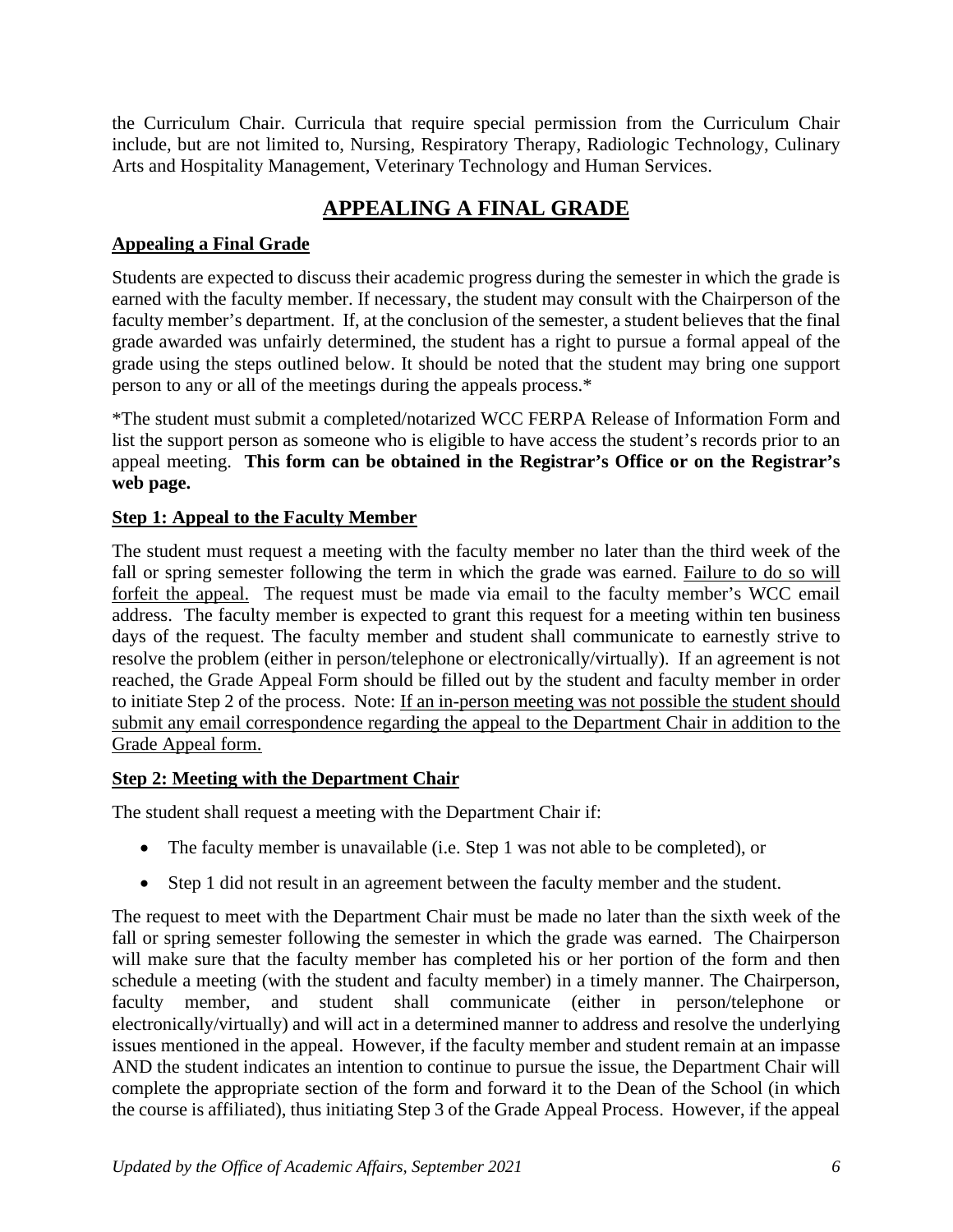the Curriculum Chair. Curricula that require special permission from the Curriculum Chair include, but are not limited to, Nursing, Respiratory Therapy, Radiologic Technology, Culinary Arts and Hospitality Management, Veterinary Technology and Human Services.

# APPEALING A FINAL GRADE

## Appealing a Final Grade

Students are expected to discuss their academic progress during the semester in which the grade is earned with the faculty member. If necessary, the student may consult with the Chairperson of the faculty member's department. If, at the conclusion of the semester, a student believes that the final grade awarded was unfairly determined, the student has a right to pursue a formal appeal of the grade using the steps outlined below. It should be noted that the student may bring one support person to any or all of the meetings during the appeals process.*

*The student must submit a completed/notarized WCC FERPA Release of Information Form and list the support person as someone who is eligible to have access the student's records prior to an appeal meeting. **This form can be obtained in the Registrar's Office or on the Registrar's web page.**

## Step 1: Appeal to the Faculty Member

The student must request a meeting with the faculty member no later than the third week of the fall or spring semester following the term in which the grade was earned. Failure to do so will forfeit the appeal. The request must be made via email to the faculty member's WCC email address. The faculty member is expected to grant this request for a meeting within ten business days of the request. The faculty member and student shall communicate to earnestly strive to resolve the problem (either in person/telephone or electronically/virtually). If an agreement is not reached, the Grade Appeal Form should be filled out by the student and faculty member in order to initiate Step 2 of the process. Note: If an in-person meeting was not possible the student should submit any email correspondence regarding the appeal to the Department Chair in addition to the Grade Appeal form.

## Step 2: Meeting with the Department Chair

The student shall request a meeting with the Department Chair if:

- The faculty member is unavailable (i.e. Step 1 was not able to be completed), or
- Step 1 did not result in an agreement between the faculty member and the student.

The request to meet with the Department Chair must be made no later than the sixth week of the fall or spring semester following the semester in which the grade was earned. The Chairperson will make sure that the faculty member has completed his or her portion of the form and then schedule a meeting (with the student and faculty member) in a timely manner. The Chairperson, faculty member, and student shall communicate (either in person/telephone or electronically/virtually) and will act in a determined manner to address and resolve the underlying issues mentioned in the appeal. However, if the faculty member and student remain at an impasse AND the student indicates an intention to continue to pursue the issue, the Department Chair will complete the appropriate section of the form and forward it to the Dean of the School (in which the course is affiliated), thus initiating Step 3 of the Grade Appeal Process. However, if the appeal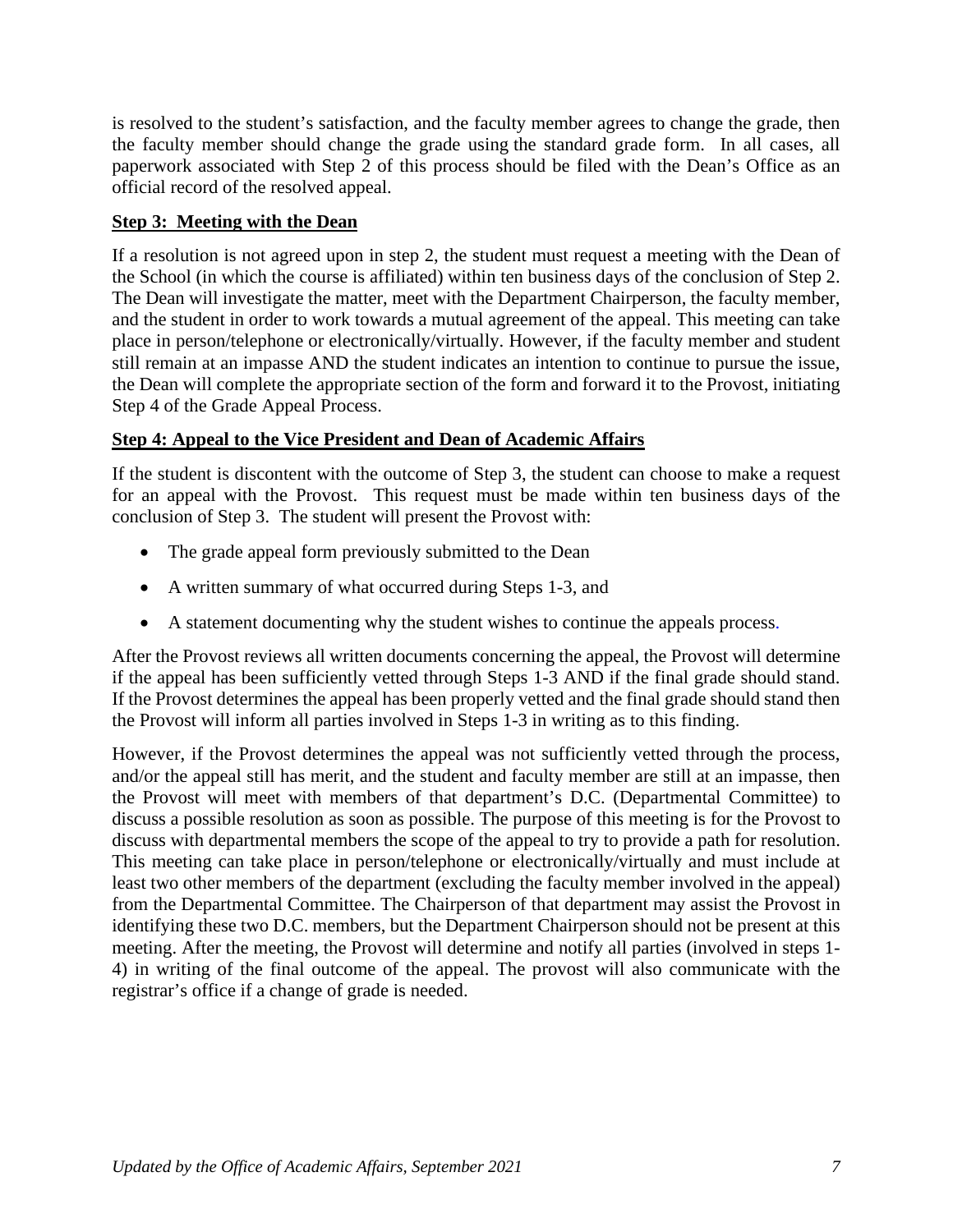is resolved to the student's satisfaction, and the faculty member agrees to change the grade, then the faculty member should change the grade using the standard grade form. In all cases, all paperwork associated with Step 2 of this process should be filed with the Dean's Office as an official record of the resolved appeal.

**Step 3: Meeting with the Dean**

If a resolution is not agreed upon in step 2, the student must request a meeting with the Dean of the School (in which the course is affiliated) within ten business days of the conclusion of Step 2. The Dean will investigate the matter, meet with the Department Chairperson, the faculty member, and the student in order to work towards a mutual agreement of the appeal. This meeting can take place in person/telephone or electronically/virtually. However, if the faculty member and student still remain at an impasse AND the student indicates an intention to continue to pursue the issue, the Dean will complete the appropriate section of the form and forward it to the Provost, initiating Step 4 of the Grade Appeal Process.

**Step 4: Appeal to the Vice President and Dean of Academic Affairs**

If the student is discontent with the outcome of Step 3, the student can choose to make a request for an appeal with the Provost. This request must be made within ten business days of the conclusion of Step 3. The student will present the Provost with:

- The grade appeal form previously submitted to the Dean
- A written summary of what occurred during Steps 1-3, and
- A statement documenting why the student wishes to continue the appeals process.

After the Provost reviews all written documents concerning the appeal, the Provost will determine if the appeal has been sufficiently vetted through Steps 1-3 AND if the final grade should stand. If the Provost determines the appeal has been properly vetted and the final grade should stand then the Provost will inform all parties involved in Steps 1-3 in writing as to this finding.

However, if the Provost determines the appeal was not sufficiently vetted through the process, and/or the appeal still has merit, and the student and faculty member are still at an impasse, then the Provost will meet with members of that department's D.C. (Departmental Committee) to discuss a possible resolution as soon as possible. The purpose of this meeting is for the Provost to discuss with departmental members the scope of the appeal to try to provide a path for resolution. This meeting can take place in person/telephone or electronically/virtually and must include at least two other members of the department (excluding the faculty member involved in the appeal) from the Departmental Committee. The Chairperson of that department may assist the Provost in identifying these two D.C. members, but the Department Chairperson should not be present at this meeting. After the meeting, the Provost will determine and notify all parties (involved in steps 1-4) in writing of the final outcome of the appeal. The provost will also communicate with the registrar's office if a change of grade is needed.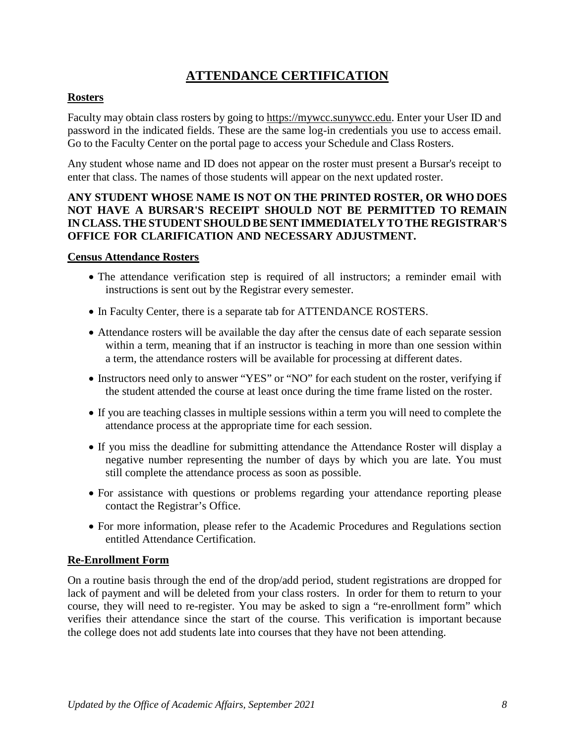# ATTENDANCE CERTIFICATION

## Rosters

Faculty may obtain class rosters by going to https://mywcc.sunywcc.edu. Enter your User ID and password in the indicated fields. These are the same log-in credentials you use to access email. Go to the Faculty Center on the portal page to access your Schedule and Class Rosters.

Any student whose name and ID does not appear on the roster must present a Bursar's receipt to enter that class. The names of those students will appear on the next updated roster.

**ANY STUDENT WHOSE NAME IS NOT ON THE PRINTED ROSTER, OR WHO DOES NOT HAVE A BURSAR'S RECEIPT SHOULD NOT BE PERMITTED TO REMAIN IN CLASS. THE STUDENT SHOULD BE SENT IMMEDIATELY TO THE REGISTRAR'S OFFICE FOR CLARIFICATION AND NECESSARY ADJUSTMENT.**

## Census Attendance Rosters

- The attendance verification step is required of all instructors; a reminder email with instructions is sent out by the Registrar every semester.
- In Faculty Center, there is a separate tab for ATTENDANCE ROSTERS.
- Attendance rosters will be available the day after the census date of each separate session within a term, meaning that if an instructor is teaching in more than one session within a term, the attendance rosters will be available for processing at different dates.
- Instructors need only to answer "YES" or "NO" for each student on the roster, verifying if the student attended the course at least once during the time frame listed on the roster.
- If you are teaching classes in multiple sessions within a term you will need to complete the attendance process at the appropriate time for each session.
- If you miss the deadline for submitting attendance the Attendance Roster will display a negative number representing the number of days by which you are late. You must still complete the attendance process as soon as possible.
- For assistance with questions or problems regarding your attendance reporting please contact the Registrar's Office.
- For more information, please refer to the Academic Procedures and Regulations section entitled Attendance Certification.

## Re-Enrollment Form

On a routine basis through the end of the drop/add period, student registrations are dropped for lack of payment and will be deleted from your class rosters. In order for them to return to your course, they will need to re-register. You may be asked to sign a "re-enrollment form" which verifies their attendance since the start of the course. This verification is important because the college does not add students late into courses that they have not been attending.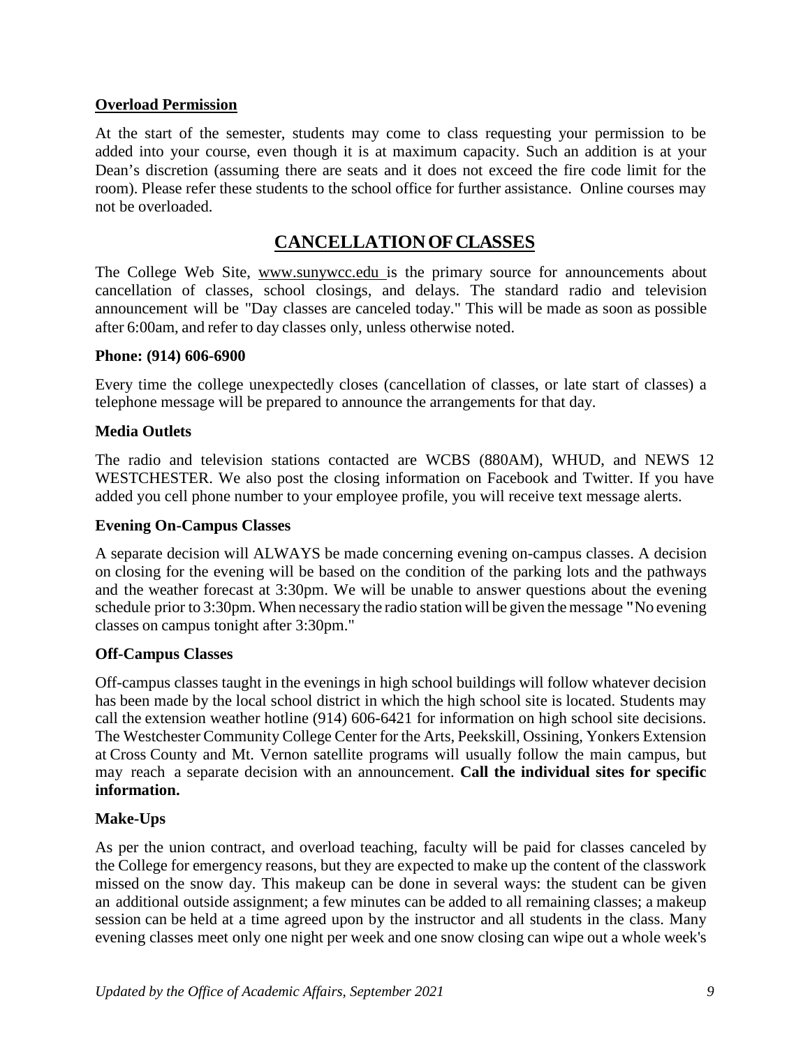**Overload Permission**

At the start of the semester, students may come to class requesting your permission to be added into your course, even though it is at maximum capacity. Such an addition is at your Dean's discretion (assuming there are seats and it does not exceed the fire code limit for the room). Please refer these students to the school office for further assistance. Online courses may not be overloaded.

## CANCELLATION OF CLASSES

The College Web Site, www.sunywcc.edu is the primary source for announcements about cancellation of classes, school closings, and delays. The standard radio and television announcement will be "Day classes are canceled today." This will be made as soon as possible after 6:00am, and refer to day classes only, unless otherwise noted.

**Phone: (914) 606-6900**

Every time the college unexpectedly closes (cancellation of classes, or late start of classes) a telephone message will be prepared to announce the arrangements for that day.

**Media Outlets**

The radio and television stations contacted are WCBS (880AM), WHUD, and NEWS 12 WESTCHESTER. We also post the closing information on Facebook and Twitter. If you have added you cell phone number to your employee profile, you will receive text message alerts.

**Evening On-Campus Classes**

A separate decision will ALWAYS be made concerning evening on-campus classes. A decision on closing for the evening will be based on the condition of the parking lots and the pathways and the weather forecast at 3:30pm. We will be unable to answer questions about the evening schedule prior to 3:30pm. When necessary the radio station will be given the message "No evening classes on campus tonight after 3:30pm."

**Off-Campus Classes**

Off-campus classes taught in the evenings in high school buildings will follow whatever decision has been made by the local school district in which the high school site is located. Students may call the extension weather hotline (914) 606-6421 for information on high school site decisions. The Westchester Community College Center for the Arts, Peekskill, Ossining, Yonkers Extension at Cross County and Mt. Vernon satellite programs will usually follow the main campus, but may reach a separate decision with an announcement. **Call the individual sites for specific information.**

**Make-Ups**

As per the union contract, and overload teaching, faculty will be paid for classes canceled by the College for emergency reasons, but they are expected to make up the content of the classwork missed on the snow day. This makeup can be done in several ways: the student can be given an additional outside assignment; a few minutes can be added to all remaining classes; a makeup session can be held at a time agreed upon by the instructor and all students in the class. Many evening classes meet only one night per week and one snow closing can wipe out a whole week's

*Updated by the Office of Academic Affairs, September 2021*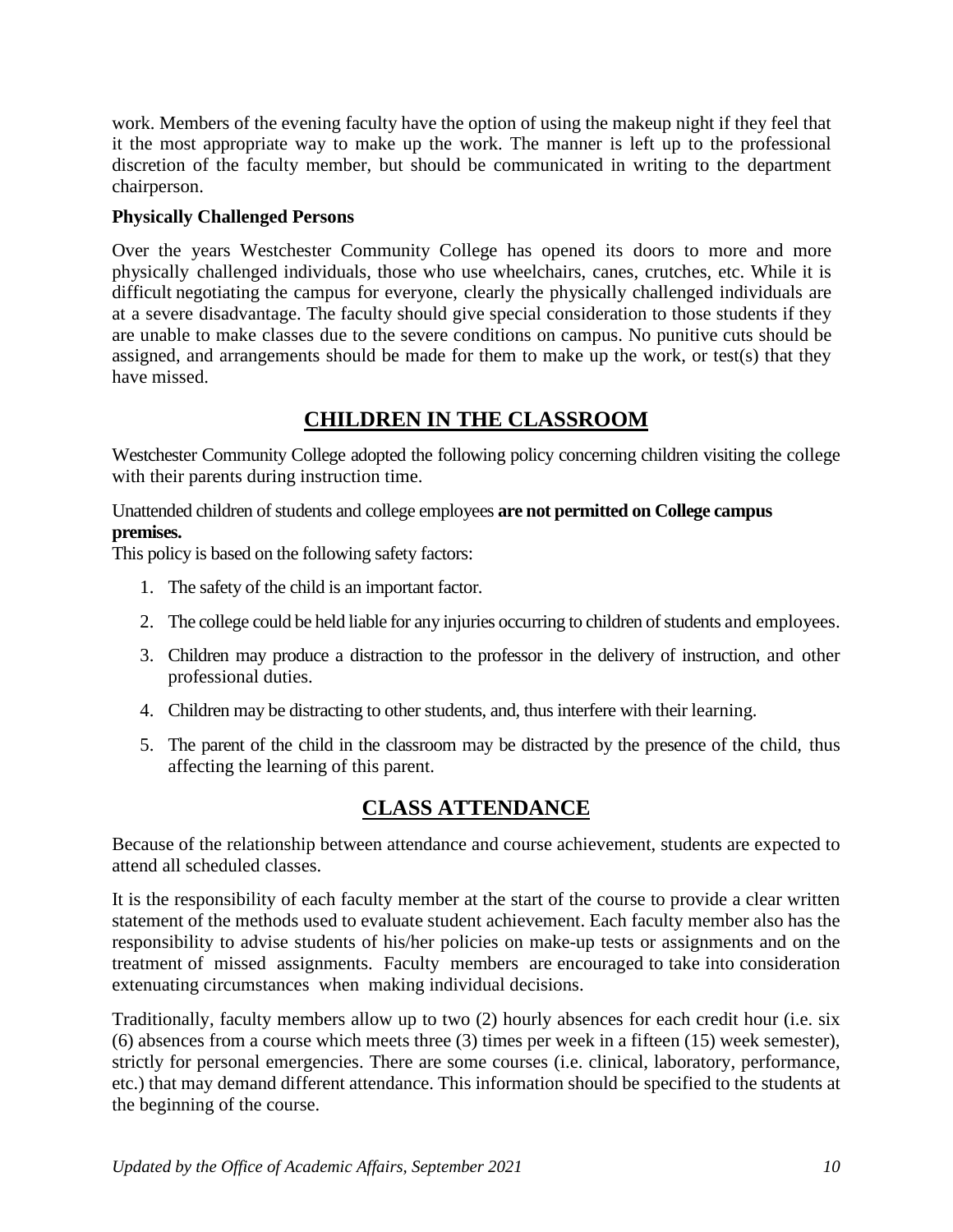work. Members of the evening faculty have the option of using the makeup night if they feel that it the most appropriate way to make up the work. The manner is left up to the professional discretion of the faculty member, but should be communicated in writing to the department chairperson.

**Physically Challenged Persons**

Over the years Westchester Community College has opened its doors to more and more physically challenged individuals, those who use wheelchairs, canes, crutches, etc. While it is difficult negotiating the campus for everyone, clearly the physically challenged individuals are at a severe disadvantage. The faculty should give special consideration to those students if they are unable to make classes due to the severe conditions on campus. No punitive cuts should be assigned, and arrangements should be made for them to make up the work, or test(s) that they have missed.

## CHILDREN IN THE CLASSROOM

Westchester Community College adopted the following policy concerning children visiting the college with their parents during instruction time.

Unattended children of students and college employees **are not permitted on College campus premises.**

This policy is based on the following safety factors:

1. The safety of the child is an important factor.
2. The college could be held liable for any injuries occurring to children of students and employees.
3. Children may produce a distraction to the professor in the delivery of instruction, and other professional duties.
4. Children may be distracting to other students, and, thus interfere with their learning.
5. The parent of the child in the classroom may be distracted by the presence of the child, thus affecting the learning of this parent.

## CLASS ATTENDANCE

Because of the relationship between attendance and course achievement, students are expected to attend all scheduled classes.

It is the responsibility of each faculty member at the start of the course to provide a clear written statement of the methods used to evaluate student achievement. Each faculty member also has the responsibility to advise students of his/her policies on make-up tests or assignments and on the treatment of missed assignments. Faculty members are encouraged to take into consideration extenuating circumstances when making individual decisions.

Traditionally, faculty members allow up to two (2) hourly absences for each credit hour (i.e. six (6) absences from a course which meets three (3) times per week in a fifteen (15) week semester), strictly for personal emergencies. There are some courses (i.e. clinical, laboratory, performance, etc.) that may demand different attendance. This information should be specified to the students at the beginning of the course.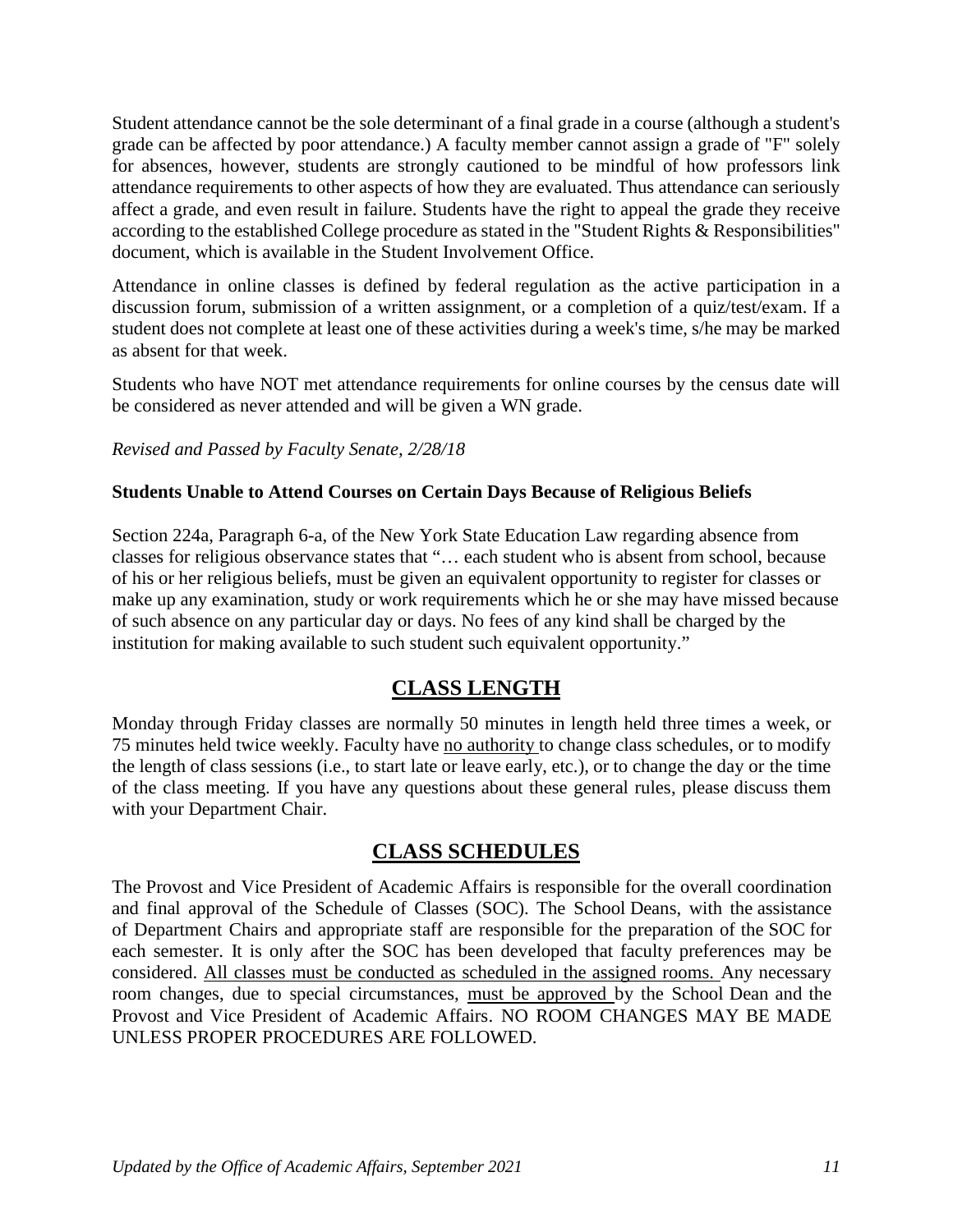Student attendance cannot be the sole determinant of a final grade in a course (although a student's grade can be affected by poor attendance.) A faculty member cannot assign a grade of "F" solely for absences, however, students are strongly cautioned to be mindful of how professors link attendance requirements to other aspects of how they are evaluated. Thus attendance can seriously affect a grade, and even result in failure. Students have the right to appeal the grade they receive according to the established College procedure as stated in the "Student Rights & Responsibilities" document, which is available in the Student Involvement Office.

Attendance in online classes is defined by federal regulation as the active participation in a discussion forum, submission of a written assignment, or a completion of a quiz/test/exam. If a student does not complete at least one of these activities during a week's time, s/he may be marked as absent for that week.

Students who have NOT met attendance requirements for online courses by the census date will be considered as never attended and will be given a WN grade.

*Revised and Passed by Faculty Senate, 2/28/18*

**Students Unable to Attend Courses on Certain Days Because of Religious Beliefs**

Section 224a, Paragraph 6-a, of the New York State Education Law regarding absence from classes for religious observance states that "… each student who is absent from school, because of his or her religious beliefs, must be given an equivalent opportunity to register for classes or make up any examination, study or work requirements which he or she may have missed because of such absence on any particular day or days. No fees of any kind shall be charged by the institution for making available to such student such equivalent opportunity."

## CLASS LENGTH

Monday through Friday classes are normally 50 minutes in length held three times a week, or 75 minutes held twice weekly. Faculty have no authority to change class schedules, or to modify the length of class sessions (i.e., to start late or leave early, etc.), or to change the day or the time of the class meeting. If you have any questions about these general rules, please discuss them with your Department Chair.

## CLASS SCHEDULES

The Provost and Vice President of Academic Affairs is responsible for the overall coordination and final approval of the Schedule of Classes (SOC). The School Deans, with the assistance of Department Chairs and appropriate staff are responsible for the preparation of the SOC for each semester. It is only after the SOC has been developed that faculty preferences may be considered. All classes must be conducted as scheduled in the assigned rooms. Any necessary room changes, due to special circumstances, must be approved by the School Dean and the Provost and Vice President of Academic Affairs. NO ROOM CHANGES MAY BE MADE UNLESS PROPER PROCEDURES ARE FOLLOWED.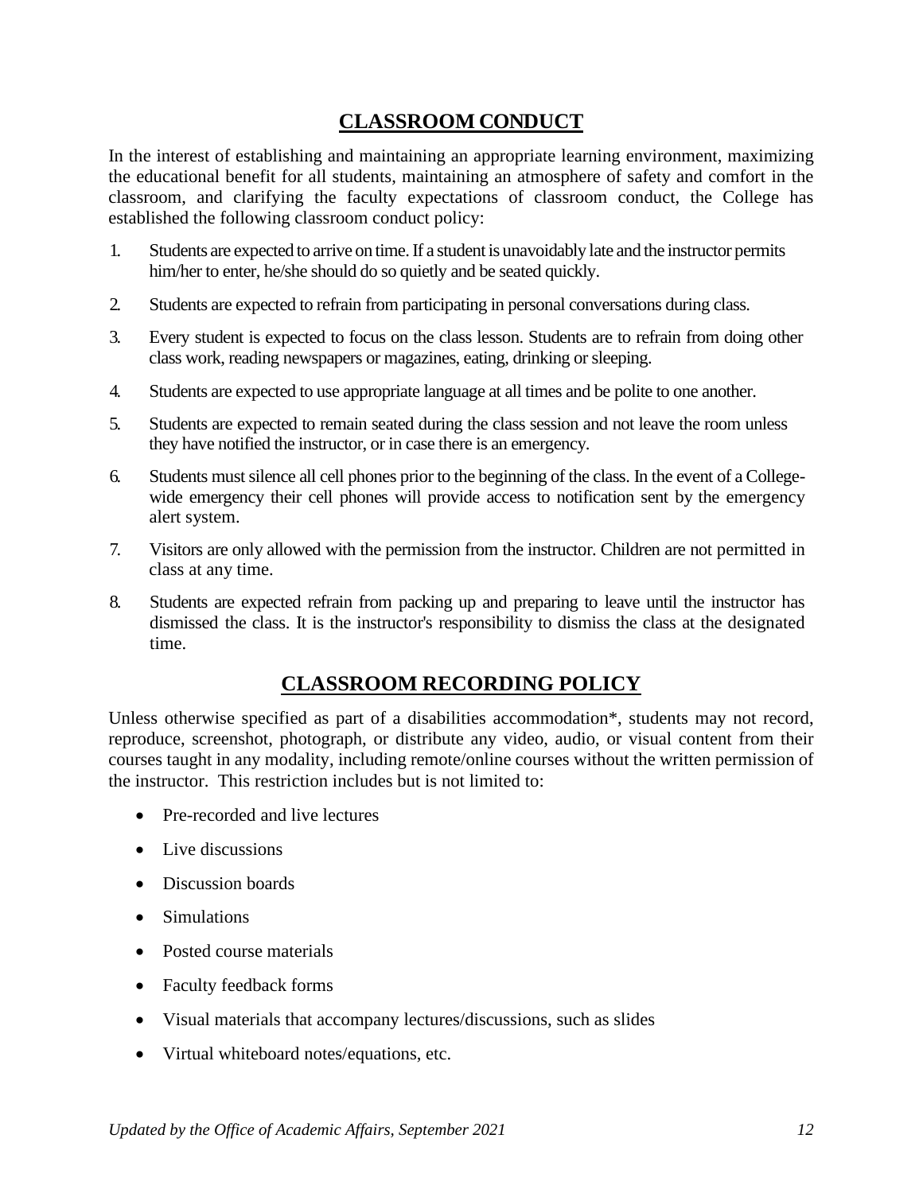## CLASSROOM CONDUCT

In the interest of establishing and maintaining an appropriate learning environment, maximizing the educational benefit for all students, maintaining an atmosphere of safety and comfort in the classroom, and clarifying the faculty expectations of classroom conduct, the College has established the following classroom conduct policy:

1. Students are expected to arrive on time. If a student is unavoidably late and the instructor permits him/her to enter, he/she should do so quietly and be seated quickly.
2. Students are expected to refrain from participating in personal conversations during class.
3. Every student is expected to focus on the class lesson. Students are to refrain from doing other class work, reading newspapers or magazines, eating, drinking or sleeping.
4. Students are expected to use appropriate language at all times and be polite to one another.
5. Students are expected to remain seated during the class session and not leave the room unless they have notified the instructor, or in case there is an emergency.
6. Students must silence all cell phones prior to the beginning of the class. In the event of a College-wide emergency their cell phones will provide access to notification sent by the emergency alert system.
7. Visitors are only allowed with the permission from the instructor. Children are not permitted in class at any time.
8. Students are expected refrain from packing up and preparing to leave until the instructor has dismissed the class. It is the instructor's responsibility to dismiss the class at the designated time.

## CLASSROOM RECORDING POLICY

Unless otherwise specified as part of a disabilities accommodation*, students may not record, reproduce, screenshot, photograph, or distribute any video, audio, or visual content from their courses taught in any modality, including remote/online courses without the written permission of the instructor. This restriction includes but is not limited to:

- Pre-recorded and live lectures
- Live discussions
- Discussion boards
- Simulations
- Posted course materials
- Faculty feedback forms
- Visual materials that accompany lectures/discussions, such as slides
- Virtual whiteboard notes/equations, etc.

*Updated by the Office of Academic Affairs, September 2021*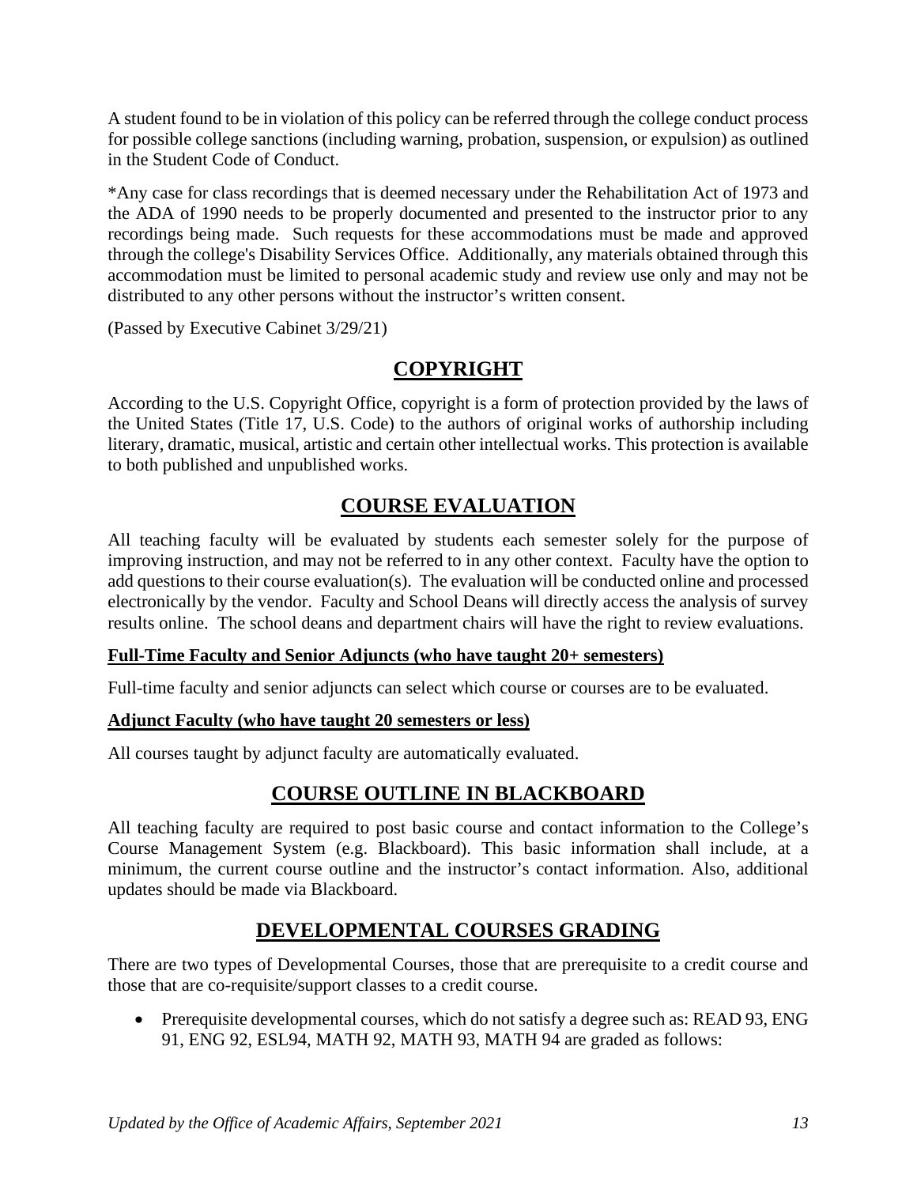A student found to be in violation of this policy can be referred through the college conduct process for possible college sanctions (including warning, probation, suspension, or expulsion) as outlined in the Student Code of Conduct.

*Any case for class recordings that is deemed necessary under the Rehabilitation Act of 1973 and the ADA of 1990 needs to be properly documented and presented to the instructor prior to any recordings being made. Such requests for these accommodations must be made and approved through the college's Disability Services Office. Additionally, any materials obtained through this accommodation must be limited to personal academic study and review use only and may not be distributed to any other persons without the instructor's written consent.

(Passed by Executive Cabinet 3/29/21)

## COPYRIGHT

According to the U.S. Copyright Office, copyright is a form of protection provided by the laws of the United States (Title 17, U.S. Code) to the authors of original works of authorship including literary, dramatic, musical, artistic and certain other intellectual works. This protection is available to both published and unpublished works.

## COURSE EVALUATION

All teaching faculty will be evaluated by students each semester solely for the purpose of improving instruction, and may not be referred to in any other context. Faculty have the option to add questions to their course evaluation(s). The evaluation will be conducted online and processed electronically by the vendor. Faculty and School Deans will directly access the analysis of survey results online. The school deans and department chairs will have the right to review evaluations.

### Full-Time Faculty and Senior Adjuncts (who have taught 20+ semesters)

Full-time faculty and senior adjuncts can select which course or courses are to be evaluated.

### Adjunct Faculty (who have taught 20 semesters or less)

All courses taught by adjunct faculty are automatically evaluated.

## COURSE OUTLINE IN BLACKBOARD

All teaching faculty are required to post basic course and contact information to the College's Course Management System (e.g. Blackboard). This basic information shall include, at a minimum, the current course outline and the instructor's contact information. Also, additional updates should be made via Blackboard.

## DEVELOPMENTAL COURSES GRADING

There are two types of Developmental Courses, those that are prerequisite to a credit course and those that are co-requisite/support classes to a credit course.

- Prerequisite developmental courses, which do not satisfy a degree such as: READ 93, ENG 91, ENG 92, ESL94, MATH 92, MATH 93, MATH 94 are graded as follows: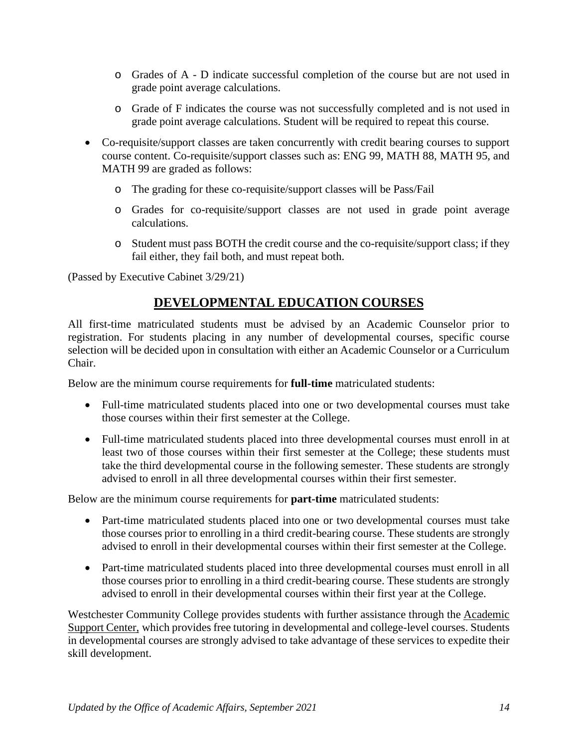- Grades of A - D indicate successful completion of the course but are not used in grade point average calculations.
  - Grade of F indicates the course was not successfully completed and is not used in grade point average calculations. Student will be required to repeat this course.

- Co-requisite/support classes are taken concurrently with credit bearing courses to support course content. Co-requisite/support classes such as: ENG 99, MATH 88, MATH 95, and MATH 99 are graded as follows:
  - The grading for these co-requisite/support classes will be Pass/Fail
  - Grades for co-requisite/support classes are not used in grade point average calculations.
  - Student must pass BOTH the credit course and the co-requisite/support class; if they fail either, they fail both, and must repeat both.

(Passed by Executive Cabinet 3/29/21)

## DEVELOPMENTAL EDUCATION COURSES

All first-time matriculated students must be advised by an Academic Counselor prior to registration. For students placing in any number of developmental courses, specific course selection will be decided upon in consultation with either an Academic Counselor or a Curriculum Chair.

Below are the minimum course requirements for **full-time** matriculated students:

- Full-time matriculated students placed into one or two developmental courses must take those courses within their first semester at the College.
- Full-time matriculated students placed into three developmental courses must enroll in at least two of those courses within their first semester at the College; these students must take the third developmental course in the following semester. These students are strongly advised to enroll in all three developmental courses within their first semester.

Below are the minimum course requirements for **part-time** matriculated students:

- Part-time matriculated students placed into one or two developmental courses must take those courses prior to enrolling in a third credit-bearing course. These students are strongly advised to enroll in their developmental courses within their first semester at the College.
- Part-time matriculated students placed into three developmental courses must enroll in all those courses prior to enrolling in a third credit-bearing course. These students are strongly advised to enroll in their developmental courses within their first year at the College.

Westchester Community College provides students with further assistance through the Academic Support Center, which provides free tutoring in developmental and college-level courses. Students in developmental courses are strongly advised to take advantage of these services to expedite their skill development.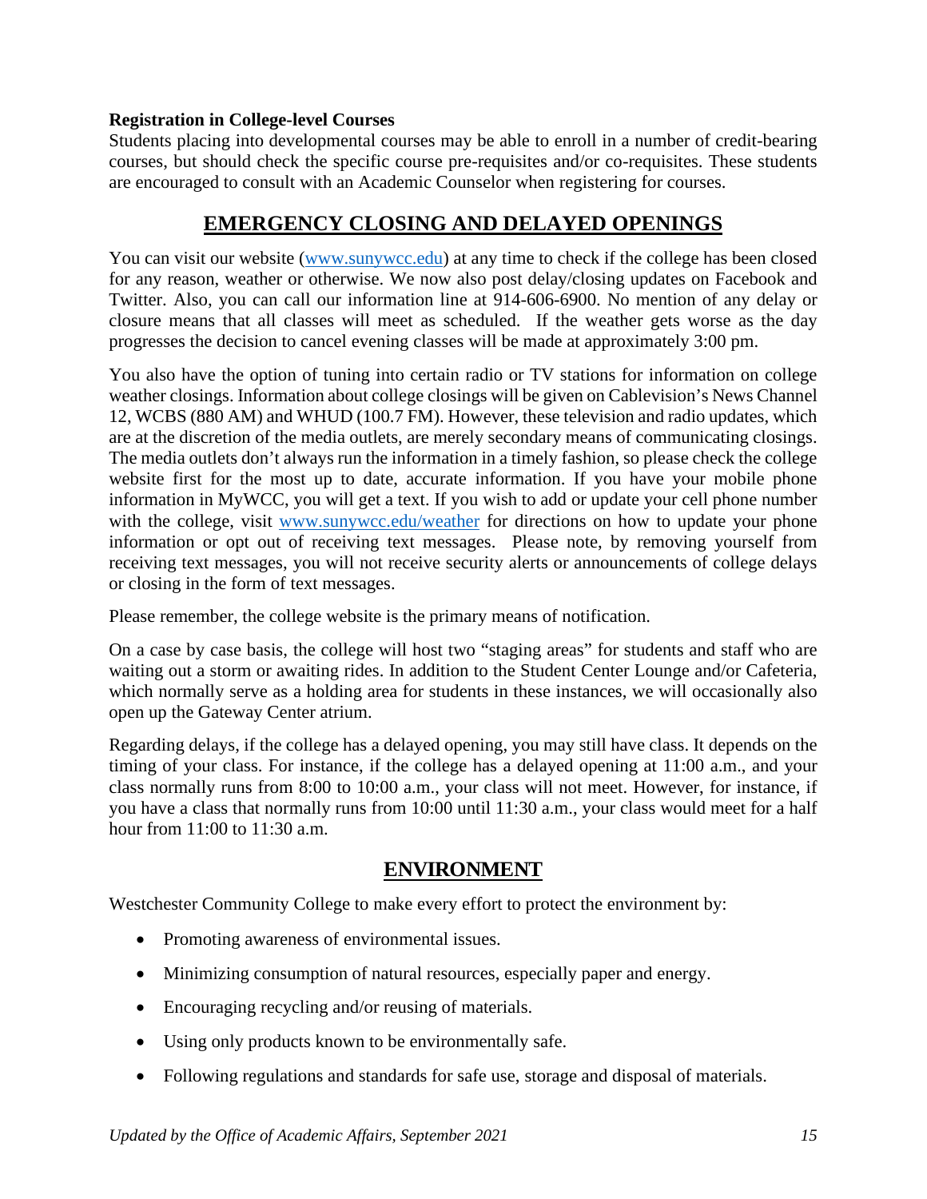**Registration in College-level Courses**

Students placing into developmental courses may be able to enroll in a number of credit-bearing courses, but should check the specific course pre-requisites and/or co-requisites. These students are encouraged to consult with an Academic Counselor when registering for courses.

## EMERGENCY CLOSING AND DELAYED OPENINGS

You can visit our website (www.sunywcc.edu) at any time to check if the college has been closed for any reason, weather or otherwise. We now also post delay/closing updates on Facebook and Twitter. Also, you can call our information line at 914-606-6900. No mention of any delay or closure means that all classes will meet as scheduled. If the weather gets worse as the day progresses the decision to cancel evening classes will be made at approximately 3:00 pm.

You also have the option of tuning into certain radio or TV stations for information on college weather closings. Information about college closings will be given on Cablevision's News Channel 12, WCBS (880 AM) and WHUD (100.7 FM). However, these television and radio updates, which are at the discretion of the media outlets, are merely secondary means of communicating closings. The media outlets don't always run the information in a timely fashion, so please check the college website first for the most up to date, accurate information. If you have your mobile phone information in MyWCC, you will get a text. If you wish to add or update your cell phone number with the college, visit www.sunywcc.edu/weather for directions on how to update your phone information or opt out of receiving text messages. Please note, by removing yourself from receiving text messages, you will not receive security alerts or announcements of college delays or closing in the form of text messages.

Please remember, the college website is the primary means of notification.

On a case by case basis, the college will host two "staging areas" for students and staff who are waiting out a storm or awaiting rides. In addition to the Student Center Lounge and/or Cafeteria, which normally serve as a holding area for students in these instances, we will occasionally also open up the Gateway Center atrium.

Regarding delays, if the college has a delayed opening, you may still have class. It depends on the timing of your class. For instance, if the college has a delayed opening at 11:00 a.m., and your class normally runs from 8:00 to 10:00 a.m., your class will not meet. However, for instance, if you have a class that normally runs from 10:00 until 11:30 a.m., your class would meet for a half hour from 11:00 to 11:30 a.m.

## ENVIRONMENT

Westchester Community College to make every effort to protect the environment by:

- Promoting awareness of environmental issues.
- Minimizing consumption of natural resources, especially paper and energy.
- Encouraging recycling and/or reusing of materials.
- Using only products known to be environmentally safe.
- Following regulations and standards for safe use, storage and disposal of materials.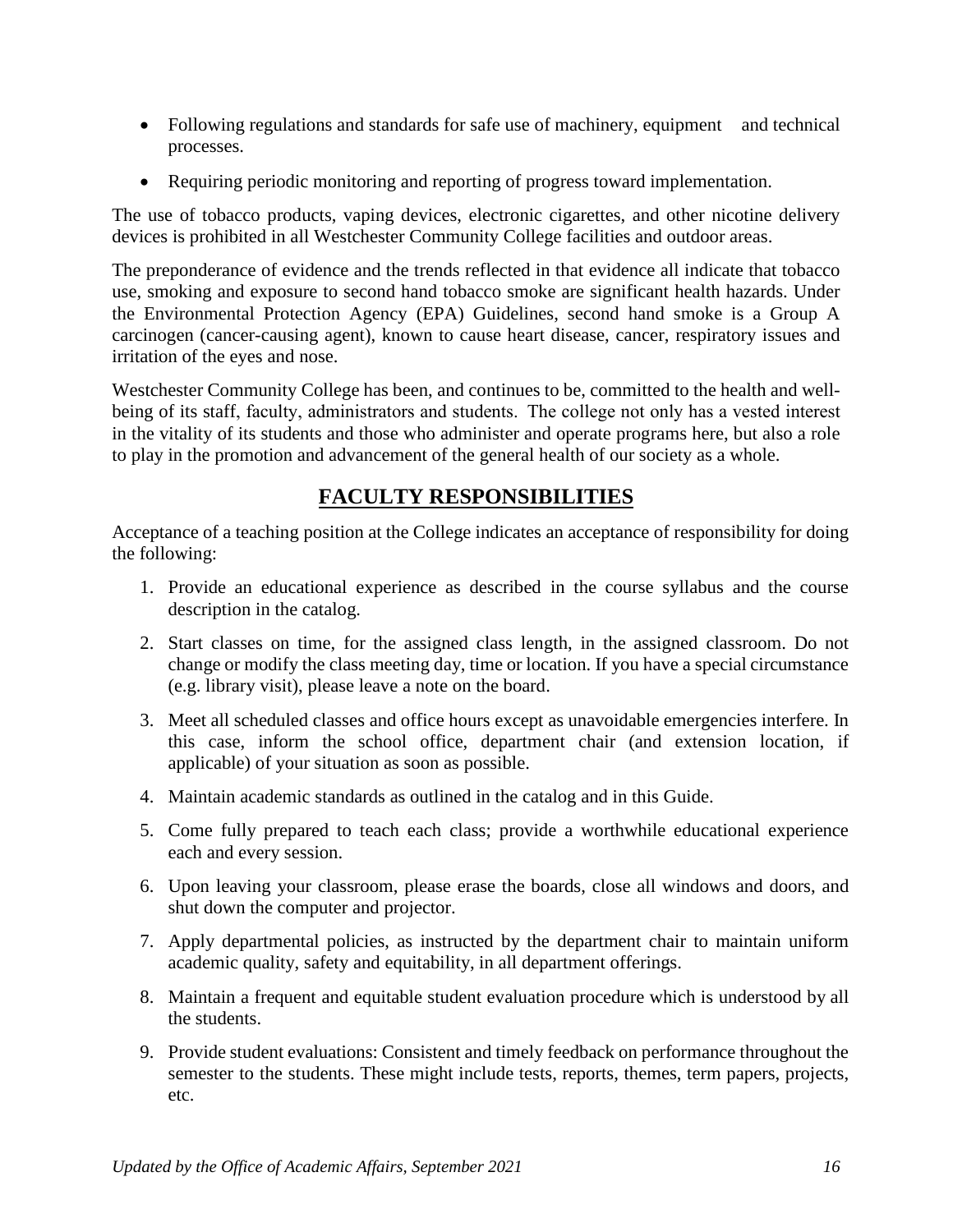- Following regulations and standards for safe use of machinery, equipment and technical processes.
- Requiring periodic monitoring and reporting of progress toward implementation.

The use of tobacco products, vaping devices, electronic cigarettes, and other nicotine delivery devices is prohibited in all Westchester Community College facilities and outdoor areas.

The preponderance of evidence and the trends reflected in that evidence all indicate that tobacco use, smoking and exposure to second hand tobacco smoke are significant health hazards. Under the Environmental Protection Agency (EPA) Guidelines, second hand smoke is a Group A carcinogen (cancer-causing agent), known to cause heart disease, cancer, respiratory issues and irritation of the eyes and nose.

Westchester Community College has been, and continues to be, committed to the health and well-being of its staff, faculty, administrators and students. The college not only has a vested interest in the vitality of its students and those who administer and operate programs here, but also a role to play in the promotion and advancement of the general health of our society as a whole.

## FACULTY RESPONSIBILITIES

Acceptance of a teaching position at the College indicates an acceptance of responsibility for doing the following:

1. Provide an educational experience as described in the course syllabus and the course description in the catalog.
2. Start classes on time, for the assigned class length, in the assigned classroom. Do not change or modify the class meeting day, time or location. If you have a special circumstance (e.g. library visit), please leave a note on the board.
3. Meet all scheduled classes and office hours except as unavoidable emergencies interfere. In this case, inform the school office, department chair (and extension location, if applicable) of your situation as soon as possible.
4. Maintain academic standards as outlined in the catalog and in this Guide.
5. Come fully prepared to teach each class; provide a worthwhile educational experience each and every session.
6. Upon leaving your classroom, please erase the boards, close all windows and doors, and shut down the computer and projector.
7. Apply departmental policies, as instructed by the department chair to maintain uniform academic quality, safety and equitability, in all department offerings.
8. Maintain a frequent and equitable student evaluation procedure which is understood by all the students.
9. Provide student evaluations: Consistent and timely feedback on performance throughout the semester to the students. These might include tests, reports, themes, term papers, projects, etc.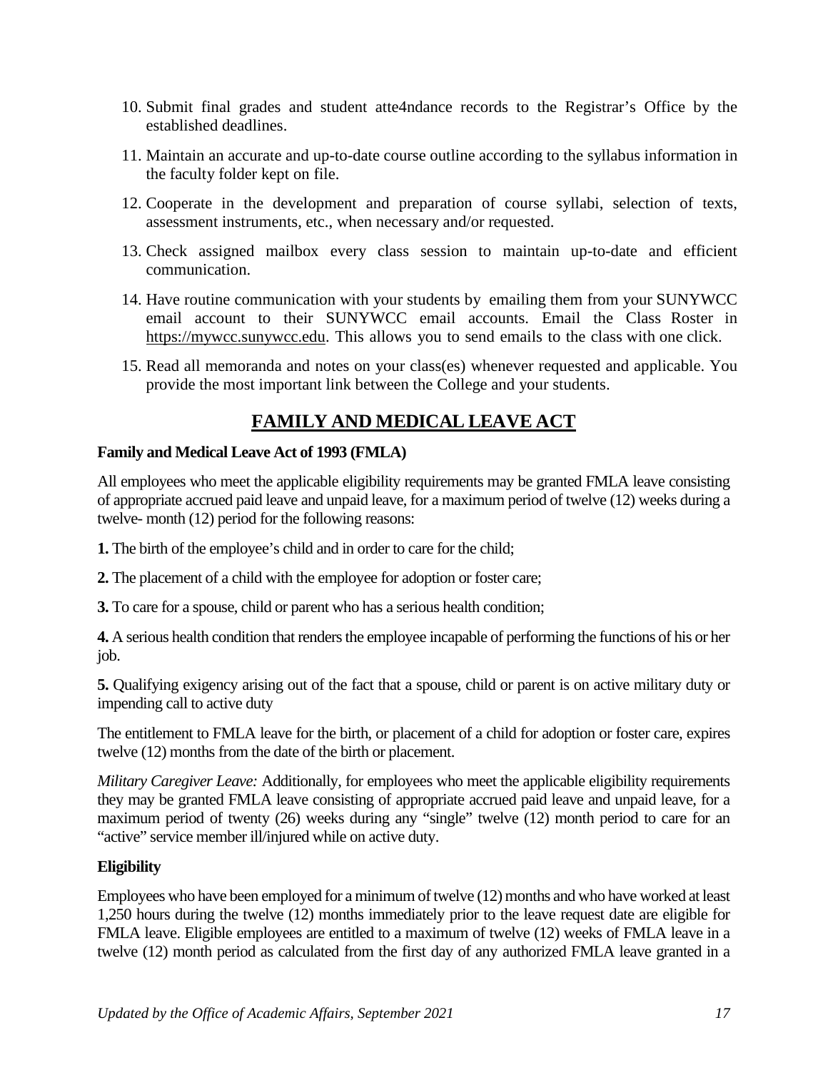10. Submit final grades and student atte4ndance records to the Registrar's Office by the established deadlines.

11. Maintain an accurate and up-to-date course outline according to the syllabus information in the faculty folder kept on file.

12. Cooperate in the development and preparation of course syllabi, selection of texts, assessment instruments, etc., when necessary and/or requested.

13. Check assigned mailbox every class session to maintain up-to-date and efficient communication.

14. Have routine communication with your students by emailing them from your SUNYWCC email account to their SUNYWCC email accounts. Email the Class Roster in https://mywcc.sunywcc.edu. This allows you to send emails to the class with one click.

15. Read all memoranda and notes on your class(es) whenever requested and applicable. You provide the most important link between the College and your students.

## FAMILY AND MEDICAL LEAVE ACT

**Family and Medical Leave Act of 1993 (FMLA)**

All employees who meet the applicable eligibility requirements may be granted FMLA leave consisting of appropriate accrued paid leave and unpaid leave, for a maximum period of twelve (12) weeks during a twelve- month (12) period for the following reasons:

**1.** The birth of the employee's child and in order to care for the child;

**2.** The placement of a child with the employee for adoption or foster care;

**3.** To care for a spouse, child or parent who has a serious health condition;

**4.** A serious health condition that renders the employee incapable of performing the functions of his or her job.

**5.** Qualifying exigency arising out of the fact that a spouse, child or parent is on active military duty or impending call to active duty

The entitlement to FMLA leave for the birth, or placement of a child for adoption or foster care, expires twelve (12) months from the date of the birth or placement.

*Military Caregiver Leave:* Additionally, for employees who meet the applicable eligibility requirements they may be granted FMLA leave consisting of appropriate accrued paid leave and unpaid leave, for a maximum period of twenty (26) weeks during any "single" twelve (12) month period to care for an "active" service member ill/injured while on active duty.

**Eligibility**

Employees who have been employed for a minimum of twelve (12) months and who have worked at least 1,250 hours during the twelve (12) months immediately prior to the leave request date are eligible for FMLA leave. Eligible employees are entitled to a maximum of twelve (12) weeks of FMLA leave in a twelve (12) month period as calculated from the first day of any authorized FMLA leave granted in a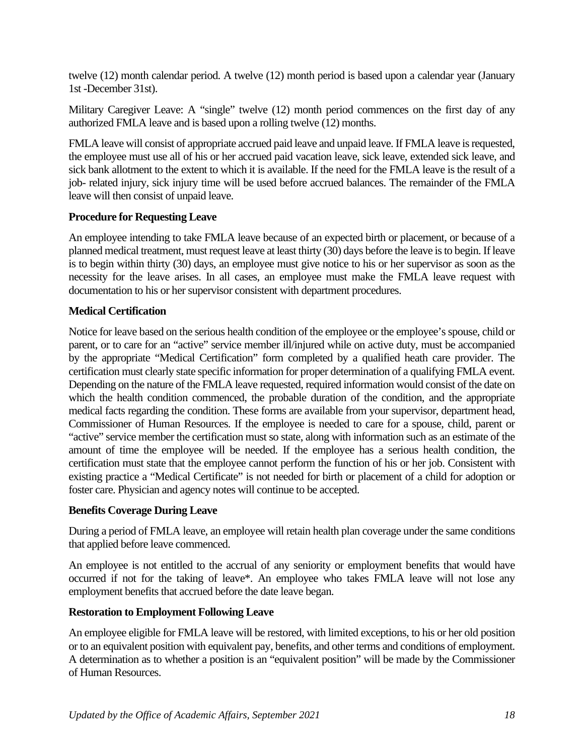twelve (12) month calendar period. A twelve (12) month period is based upon a calendar year (January 1st -December 31st).

Military Caregiver Leave: A "single" twelve (12) month period commences on the first day of any authorized FMLA leave and is based upon a rolling twelve (12) months.

FMLA leave will consist of appropriate accrued paid leave and unpaid leave. If FMLA leave is requested, the employee must use all of his or her accrued paid vacation leave, sick leave, extended sick leave, and sick bank allotment to the extent to which it is available. If the need for the FMLA leave is the result of a job- related injury, sick injury time will be used before accrued balances. The remainder of the FMLA leave will then consist of unpaid leave.

**Procedure for Requesting Leave**

An employee intending to take FMLA leave because of an expected birth or placement, or because of a planned medical treatment, must request leave at least thirty (30) days before the leave is to begin. If leave is to begin within thirty (30) days, an employee must give notice to his or her supervisor as soon as the necessity for the leave arises. In all cases, an employee must make the FMLA leave request with documentation to his or her supervisor consistent with department procedures.

**Medical Certification**

Notice for leave based on the serious health condition of the employee or the employee's spouse, child or parent, or to care for an "active" service member ill/injured while on active duty, must be accompanied by the appropriate "Medical Certification" form completed by a qualified heath care provider. The certification must clearly state specific information for proper determination of a qualifying FMLA event. Depending on the nature of the FMLA leave requested, required information would consist of the date on which the health condition commenced, the probable duration of the condition, and the appropriate medical facts regarding the condition. These forms are available from your supervisor, department head, Commissioner of Human Resources. If the employee is needed to care for a spouse, child, parent or "active" service member the certification must so state, along with information such as an estimate of the amount of time the employee will be needed. If the employee has a serious health condition, the certification must state that the employee cannot perform the function of his or her job. Consistent with existing practice a "Medical Certificate" is not needed for birth or placement of a child for adoption or foster care. Physician and agency notes will continue to be accepted.

**Benefits Coverage During Leave**

During a period of FMLA leave, an employee will retain health plan coverage under the same conditions that applied before leave commenced.

An employee is not entitled to the accrual of any seniority or employment benefits that would have occurred if not for the taking of leave*. An employee who takes FMLA leave will not lose any employment benefits that accrued before the date leave began.

**Restoration to Employment Following Leave**

An employee eligible for FMLA leave will be restored, with limited exceptions, to his or her old position or to an equivalent position with equivalent pay, benefits, and other terms and conditions of employment. A determination as to whether a position is an "equivalent position" will be made by the Commissioner of Human Resources.

*Updated by the Office of Academic Affairs, September 2021*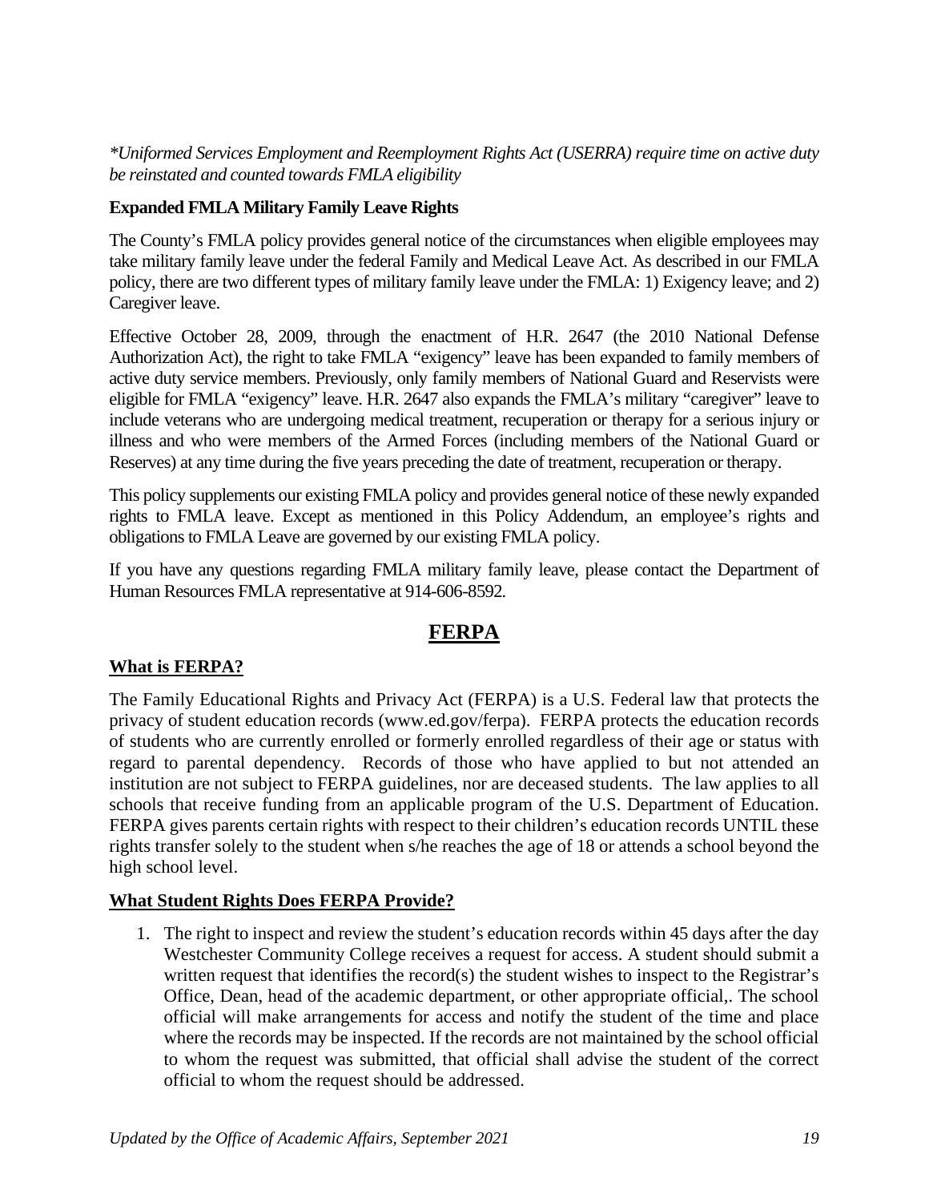*\*Uniformed Services Employment and Reemployment Rights Act (USERRA) require time on active duty be reinstated and counted towards FMLA eligibility*

**Expanded FMLA Military Family Leave Rights**

The County's FMLA policy provides general notice of the circumstances when eligible employees may take military family leave under the federal Family and Medical Leave Act. As described in our FMLA policy, there are two different types of military family leave under the FMLA: 1) Exigency leave; and 2) Caregiver leave.

Effective October 28, 2009, through the enactment of H.R. 2647 (the 2010 National Defense Authorization Act), the right to take FMLA "exigency" leave has been expanded to family members of active duty service members. Previously, only family members of National Guard and Reservists were eligible for FMLA "exigency" leave. H.R. 2647 also expands the FMLA's military "caregiver" leave to include veterans who are undergoing medical treatment, recuperation or therapy for a serious injury or illness and who were members of the Armed Forces (including members of the National Guard or Reserves) at any time during the five years preceding the date of treatment, recuperation or therapy.

This policy supplements our existing FMLA policy and provides general notice of these newly expanded rights to FMLA leave. Except as mentioned in this Policy Addendum, an employee's rights and obligations to FMLA Leave are governed by our existing FMLA policy.

If you have any questions regarding FMLA military family leave, please contact the Department of Human Resources FMLA representative at 914-606-8592.

# FERPA

## What is FERPA?

The Family Educational Rights and Privacy Act (FERPA) is a U.S. Federal law that protects the privacy of student education records (www.ed.gov/ferpa). FERPA protects the education records of students who are currently enrolled or formerly enrolled regardless of their age or status with regard to parental dependency. Records of those who have applied to but not attended an institution are not subject to FERPA guidelines, nor are deceased students. The law applies to all schools that receive funding from an applicable program of the U.S. Department of Education. FERPA gives parents certain rights with respect to their children's education records UNTIL these rights transfer solely to the student when s/he reaches the age of 18 or attends a school beyond the high school level.

## What Student Rights Does FERPA Provide?

1. The right to inspect and review the student's education records within 45 days after the day Westchester Community College receives a request for access. A student should submit a written request that identifies the record(s) the student wishes to inspect to the Registrar's Office, Dean, head of the academic department, or other appropriate official,. The school official will make arrangements for access and notify the student of the time and place where the records may be inspected. If the records are not maintained by the school official to whom the request was submitted, that official shall advise the student of the correct official to whom the request should be addressed.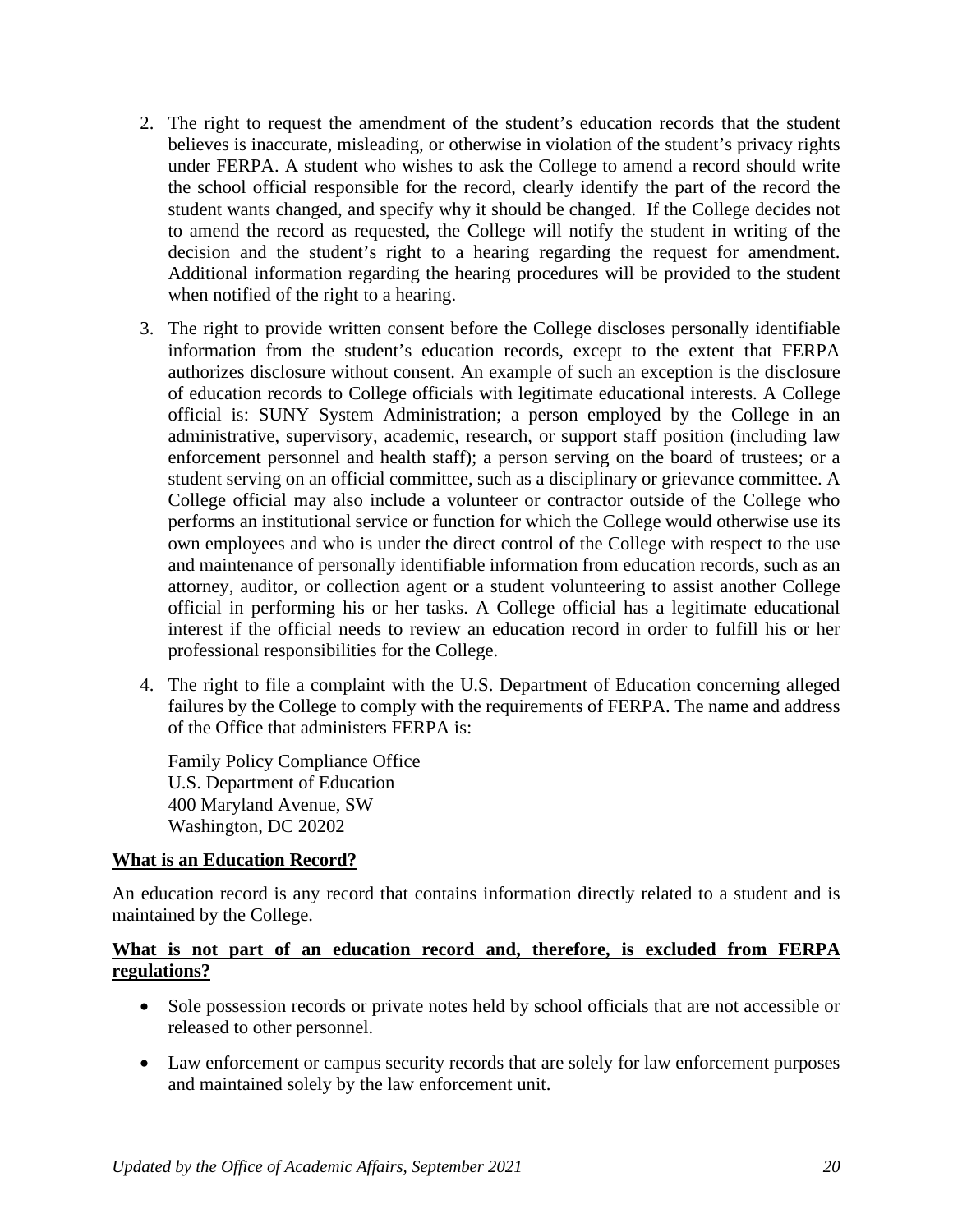2. The right to request the amendment of the student's education records that the student believes is inaccurate, misleading, or otherwise in violation of the student's privacy rights under FERPA. A student who wishes to ask the College to amend a record should write the school official responsible for the record, clearly identify the part of the record the student wants changed, and specify why it should be changed. If the College decides not to amend the record as requested, the College will notify the student in writing of the decision and the student's right to a hearing regarding the request for amendment. Additional information regarding the hearing procedures will be provided to the student when notified of the right to a hearing.

3. The right to provide written consent before the College discloses personally identifiable information from the student's education records, except to the extent that FERPA authorizes disclosure without consent. An example of such an exception is the disclosure of education records to College officials with legitimate educational interests. A College official is: SUNY System Administration; a person employed by the College in an administrative, supervisory, academic, research, or support staff position (including law enforcement personnel and health staff); a person serving on the board of trustees; or a student serving on an official committee, such as a disciplinary or grievance committee. A College official may also include a volunteer or contractor outside of the College who performs an institutional service or function for which the College would otherwise use its own employees and who is under the direct control of the College with respect to the use and maintenance of personally identifiable information from education records, such as an attorney, auditor, or collection agent or a student volunteering to assist another College official in performing his or her tasks. A College official has a legitimate educational interest if the official needs to review an education record in order to fulfill his or her professional responsibilities for the College.

4. The right to file a complaint with the U.S. Department of Education concerning alleged failures by the College to comply with the requirements of FERPA. The name and address of the Office that administers FERPA is:

   Family Policy Compliance Office
   U.S. Department of Education
   400 Maryland Avenue, SW
   Washington, DC 20202

**What is an Education Record?**

An education record is any record that contains information directly related to a student and is maintained by the College.

**What is not part of an education record and, therefore, is excluded from FERPA regulations?**

- Sole possession records or private notes held by school officials that are not accessible or released to other personnel.
- Law enforcement or campus security records that are solely for law enforcement purposes and maintained solely by the law enforcement unit.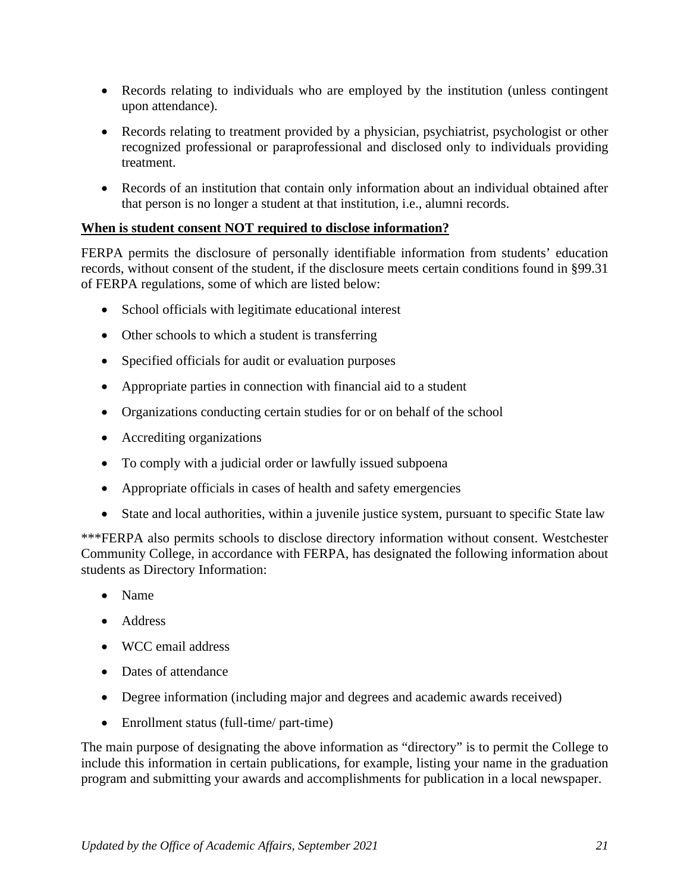- Records relating to individuals who are employed by the institution (unless contingent upon attendance).
- Records relating to treatment provided by a physician, psychiatrist, psychologist or other recognized professional or paraprofessional and disclosed only to individuals providing treatment.
- Records of an institution that contain only information about an individual obtained after that person is no longer a student at that institution, i.e., alumni records.

**When is student consent NOT required to disclose information?**

FERPA permits the disclosure of personally identifiable information from students' education records, without consent of the student, if the disclosure meets certain conditions found in §99.31 of FERPA regulations, some of which are listed below:

- School officials with legitimate educational interest
- Other schools to which a student is transferring
- Specified officials for audit or evaluation purposes
- Appropriate parties in connection with financial aid to a student
- Organizations conducting certain studies for or on behalf of the school
- Accrediting organizations
- To comply with a judicial order or lawfully issued subpoena
- Appropriate officials in cases of health and safety emergencies
- State and local authorities, within a juvenile justice system, pursuant to specific State law

***FERPA also permits schools to disclose directory information without consent. Westchester Community College, in accordance with FERPA, has designated the following information about students as Directory Information:

- Name
- Address
- WCC email address
- Dates of attendance
- Degree information (including major and degrees and academic awards received)
- Enrollment status (full-time/ part-time)

The main purpose of designating the above information as "directory" is to permit the College to include this information in certain publications, for example, listing your name in the graduation program and submitting your awards and accomplishments for publication in a local newspaper.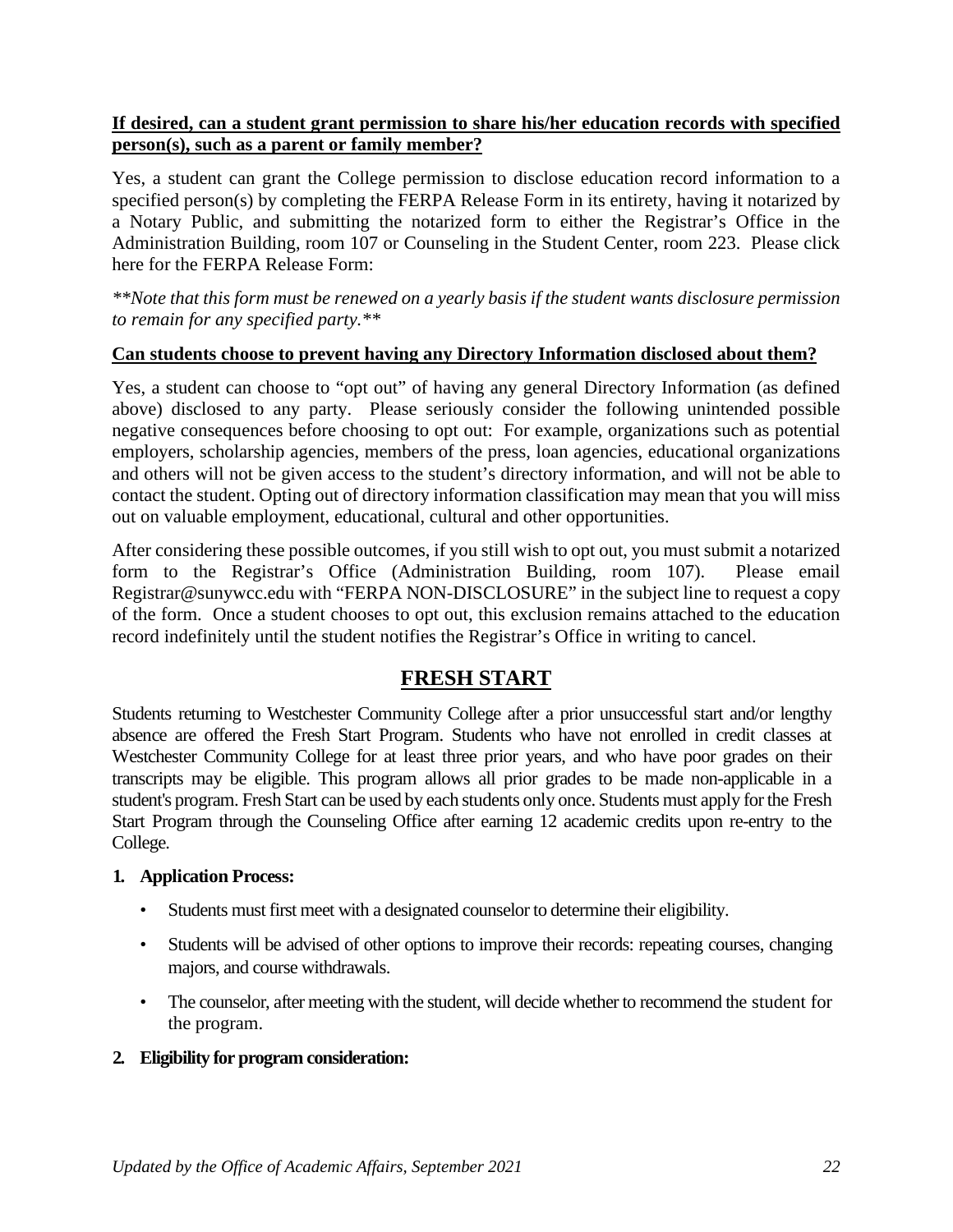**If desired, can a student grant permission to share his/her education records with specified person(s), such as a parent or family member?**

Yes, a student can grant the College permission to disclose education record information to a specified person(s) by completing the FERPA Release Form in its entirety, having it notarized by a Notary Public, and submitting the notarized form to either the Registrar's Office in the Administration Building, room 107 or Counseling in the Student Center, room 223. Please click here for the FERPA Release Form:

*\*\*Note that this form must be renewed on a yearly basis if the student wants disclosure permission to remain for any specified party.\*\**

**Can students choose to prevent having any Directory Information disclosed about them?**

Yes, a student can choose to "opt out" of having any general Directory Information (as defined above) disclosed to any party. Please seriously consider the following unintended possible negative consequences before choosing to opt out: For example, organizations such as potential employers, scholarship agencies, members of the press, loan agencies, educational organizations and others will not be given access to the student's directory information, and will not be able to contact the student. Opting out of directory information classification may mean that you will miss out on valuable employment, educational, cultural and other opportunities.

After considering these possible outcomes, if you still wish to opt out, you must submit a notarized form to the Registrar's Office (Administration Building, room 107). Please email Registrar@sunywcc.edu with "FERPA NON-DISCLOSURE" in the subject line to request a copy of the form. Once a student chooses to opt out, this exclusion remains attached to the education record indefinitely until the student notifies the Registrar's Office in writing to cancel.

# FRESH START

Students returning to Westchester Community College after a prior unsuccessful start and/or lengthy absence are offered the Fresh Start Program. Students who have not enrolled in credit classes at Westchester Community College for at least three prior years, and who have poor grades on their transcripts may be eligible. This program allows all prior grades to be made non-applicable in a student's program. Fresh Start can be used by each students only once. Students must apply for the Fresh Start Program through the Counseling Office after earning 12 academic credits upon re-entry to the College.

**1. Application Process:**

- Students must first meet with a designated counselor to determine their eligibility.
- Students will be advised of other options to improve their records: repeating courses, changing majors, and course withdrawals.
- The counselor, after meeting with the student, will decide whether to recommend the student for the program.

**2. Eligibility for program consideration:**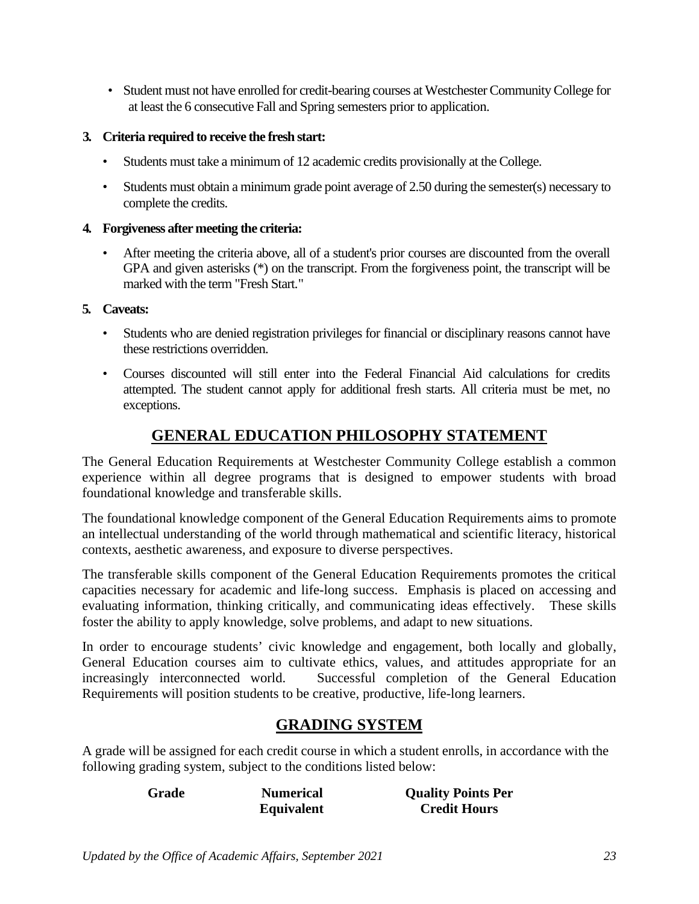- Student must not have enrolled for credit-bearing courses at Westchester Community College for at least the 6 consecutive Fall and Spring semesters prior to application.

**3. Criteria required to receive the fresh start:**

- Students must take a minimum of 12 academic credits provisionally at the College.
- Students must obtain a minimum grade point average of 2.50 during the semester(s) necessary to complete the credits.

**4. Forgiveness after meeting the criteria:**

- After meeting the criteria above, all of a student's prior courses are discounted from the overall GPA and given asterisks (*) on the transcript. From the forgiveness point, the transcript will be marked with the term "Fresh Start."

**5. Caveats:**

- Students who are denied registration privileges for financial or disciplinary reasons cannot have these restrictions overridden.
- Courses discounted will still enter into the Federal Financial Aid calculations for credits attempted. The student cannot apply for additional fresh starts. All criteria must be met, no exceptions.

## GENERAL EDUCATION PHILOSOPHY STATEMENT

The General Education Requirements at Westchester Community College establish a common experience within all degree programs that is designed to empower students with broad foundational knowledge and transferable skills.

The foundational knowledge component of the General Education Requirements aims to promote an intellectual understanding of the world through mathematical and scientific literacy, historical contexts, aesthetic awareness, and exposure to diverse perspectives.

The transferable skills component of the General Education Requirements promotes the critical capacities necessary for academic and life-long success. Emphasis is placed on accessing and evaluating information, thinking critically, and communicating ideas effectively. These skills foster the ability to apply knowledge, solve problems, and adapt to new situations.

In order to encourage students' civic knowledge and engagement, both locally and globally, General Education courses aim to cultivate ethics, values, and attitudes appropriate for an increasingly interconnected world. Successful completion of the General Education Requirements will position students to be creative, productive, life-long learners.

## GRADING SYSTEM

A grade will be assigned for each credit course in which a student enrolls, in accordance with the following grading system, subject to the conditions listed below:

| Grade | Numerical Equivalent | Quality Points Per Credit Hours |
|---|---|---|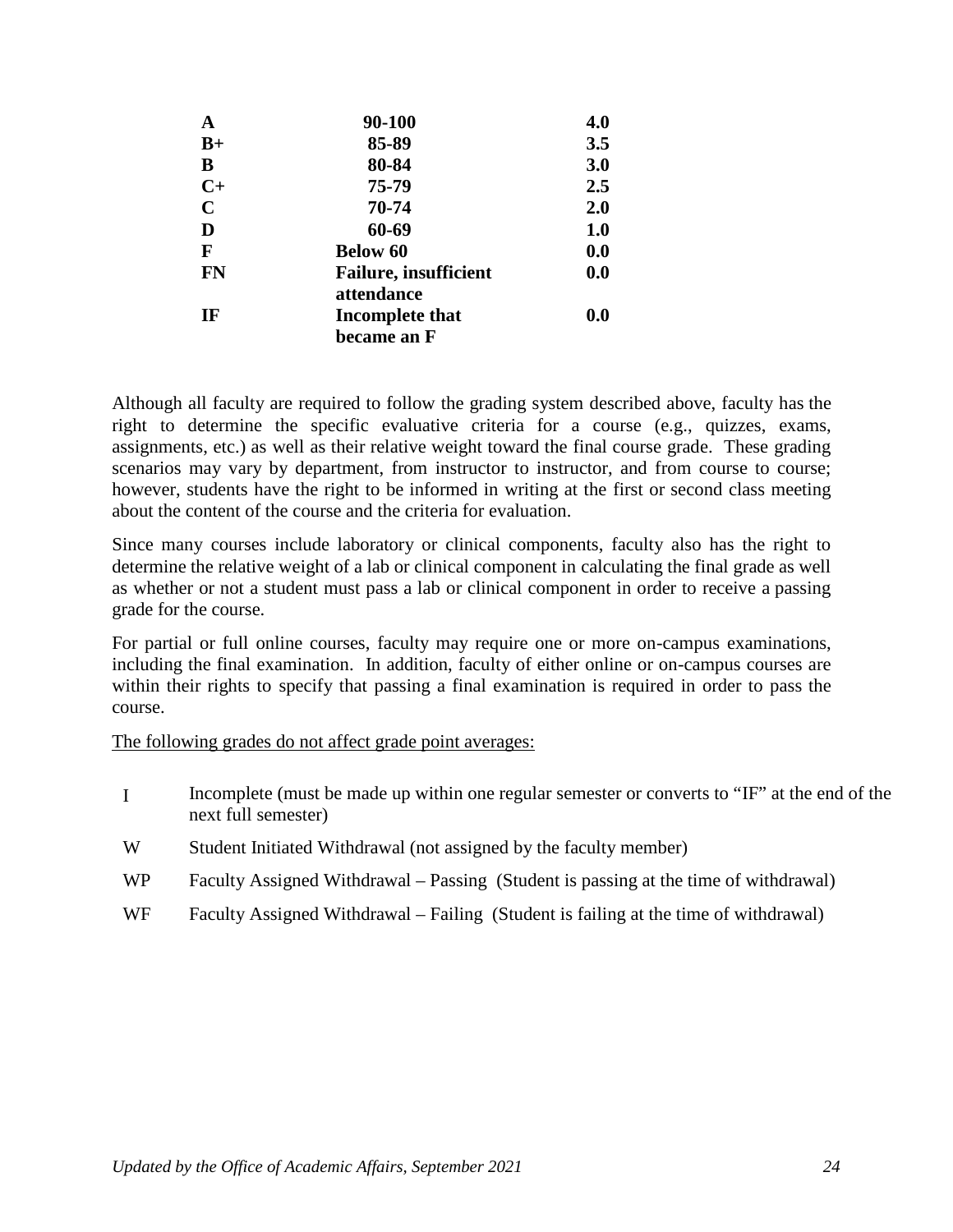| | | |
|---|---|---|
| **A** | **90-100** | **4.0** |
| **B+** | **85-89** | **3.5** |
| **B** | **80-84** | **3.0** |
| **C+** | **75-79** | **2.5** |
| **C** | **70-74** | **2.0** |
| **D** | **60-69** | **1.0** |
| **F** | **Below 60** | **0.0** |
| **FN** | **Failure, insufficient attendance** | **0.0** |
| **IF** | **Incomplete that became an F** | **0.0** |

Although all faculty are required to follow the grading system described above, faculty has the right to determine the specific evaluative criteria for a course (e.g., quizzes, exams, assignments, etc.) as well as their relative weight toward the final course grade. These grading scenarios may vary by department, from instructor to instructor, and from course to course; however, students have the right to be informed in writing at the first or second class meeting about the content of the course and the criteria for evaluation.

Since many courses include laboratory or clinical components, faculty also has the right to determine the relative weight of a lab or clinical component in calculating the final grade as well as whether or not a student must pass a lab or clinical component in order to receive a passing grade for the course.

For partial or full online courses, faculty may require one or more on-campus examinations, including the final examination. In addition, faculty of either online or on-campus courses are within their rights to specify that passing a final examination is required in order to pass the course.

<u>The following grades do not affect grade point averages:</u>

| | |
|---|---|
| I | Incomplete (must be made up within one regular semester or converts to "IF" at the end of the next full semester) |
| W | Student Initiated Withdrawal (not assigned by the faculty member) |
| WP | Faculty Assigned Withdrawal – Passing (Student is passing at the time of withdrawal) |
| WF | Faculty Assigned Withdrawal – Failing (Student is failing at the time of withdrawal) |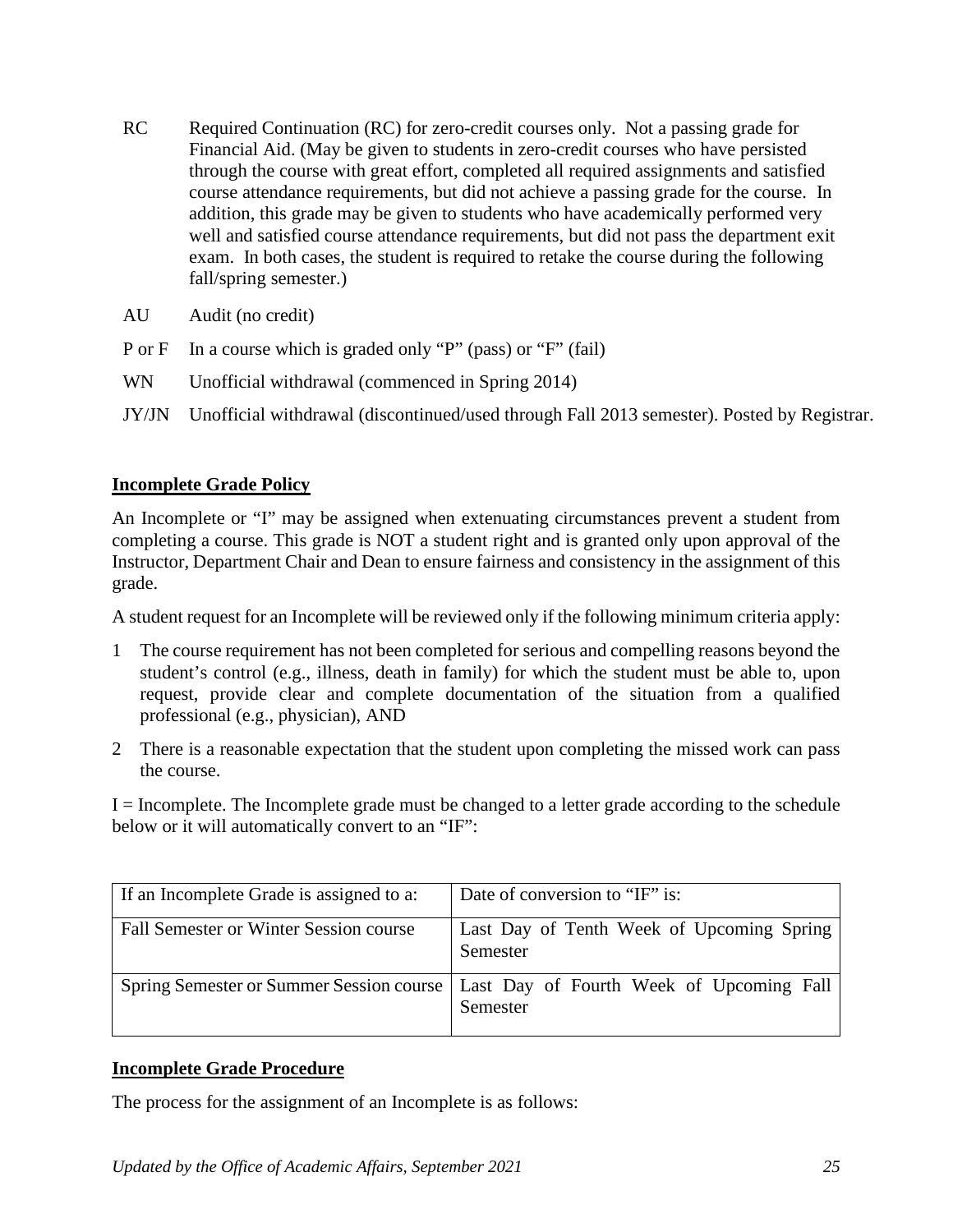| | |
|---|---|
| RC | Required Continuation (RC) for zero-credit courses only. Not a passing grade for Financial Aid. (May be given to students in zero-credit courses who have persisted through the course with great effort, completed all required assignments and satisfied course attendance requirements, but did not achieve a passing grade for the course. In addition, this grade may be given to students who have academically performed very well and satisfied course attendance requirements, but did not pass the department exit exam. In both cases, the student is required to retake the course during the following fall/spring semester.) |
| AU | Audit (no credit) |
| P or F | In a course which is graded only "P" (pass) or "F" (fail) |
| WN | Unofficial withdrawal (commenced in Spring 2014) |
| JY/JN | Unofficial withdrawal (discontinued/used through Fall 2013 semester). Posted by Registrar. |

## Incomplete Grade Policy

An Incomplete or "I" may be assigned when extenuating circumstances prevent a student from completing a course. This grade is NOT a student right and is granted only upon approval of the Instructor, Department Chair and Dean to ensure fairness and consistency in the assignment of this grade.

A student request for an Incomplete will be reviewed only if the following minimum criteria apply:

1. The course requirement has not been completed for serious and compelling reasons beyond the student's control (e.g., illness, death in family) for which the student must be able to, upon request, provide clear and complete documentation of the situation from a qualified professional (e.g., physician), AND
2. There is a reasonable expectation that the student upon completing the missed work can pass the course.

I = Incomplete. The Incomplete grade must be changed to a letter grade according to the schedule below or it will automatically convert to an "IF":

| If an Incomplete Grade is assigned to a: | Date of conversion to "IF" is: |
|---|---|
| Fall Semester or Winter Session course | Last Day of Tenth Week of Upcoming Spring Semester |
| Spring Semester or Summer Session course | Last Day of Fourth Week of Upcoming Fall Semester |

## Incomplete Grade Procedure

The process for the assignment of an Incomplete is as follows: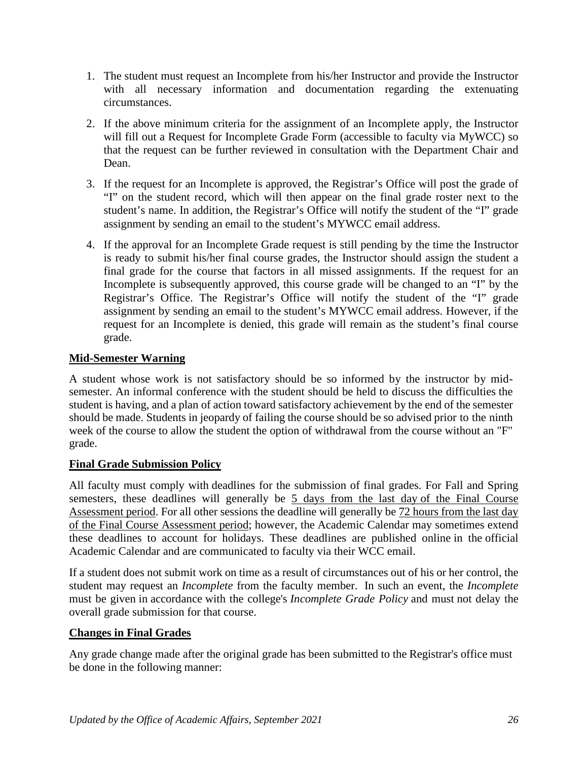1. The student must request an Incomplete from his/her Instructor and provide the Instructor with all necessary information and documentation regarding the extenuating circumstances.

2. If the above minimum criteria for the assignment of an Incomplete apply, the Instructor will fill out a Request for Incomplete Grade Form (accessible to faculty via MyWCC) so that the request can be further reviewed in consultation with the Department Chair and Dean.

3. If the request for an Incomplete is approved, the Registrar's Office will post the grade of "I" on the student record, which will then appear on the final grade roster next to the student's name. In addition, the Registrar's Office will notify the student of the "I" grade assignment by sending an email to the student's MYWCC email address.

4. If the approval for an Incomplete Grade request is still pending by the time the Instructor is ready to submit his/her final course grades, the Instructor should assign the student a final grade for the course that factors in all missed assignments. If the request for an Incomplete is subsequently approved, this course grade will be changed to an "I" by the Registrar's Office. The Registrar's Office will notify the student of the "I" grade assignment by sending an email to the student's MYWCC email address. However, if the request for an Incomplete is denied, this grade will remain as the student's final course grade.

## Mid-Semester Warning

A student whose work is not satisfactory should be so informed by the instructor by mid-semester. An informal conference with the student should be held to discuss the difficulties the student is having, and a plan of action toward satisfactory achievement by the end of the semester should be made. Students in jeopardy of failing the course should be so advised prior to the ninth week of the course to allow the student the option of withdrawal from the course without an "F" grade.

## Final Grade Submission Policy

All faculty must comply with deadlines for the submission of final grades. For Fall and Spring semesters, these deadlines will generally be 5 days from the last day of the Final Course Assessment period. For all other sessions the deadline will generally be 72 hours from the last day of the Final Course Assessment period; however, the Academic Calendar may sometimes extend these deadlines to account for holidays. These deadlines are published online in the official Academic Calendar and are communicated to faculty via their WCC email.

If a student does not submit work on time as a result of circumstances out of his or her control, the student may request an *Incomplete* from the faculty member. In such an event, the *Incomplete* must be given in accordance with the college's *Incomplete Grade Policy* and must not delay the overall grade submission for that course.

## Changes in Final Grades

Any grade change made after the original grade has been submitted to the Registrar's office must be done in the following manner:

*Updated by the Office of Academic Affairs, September 2021*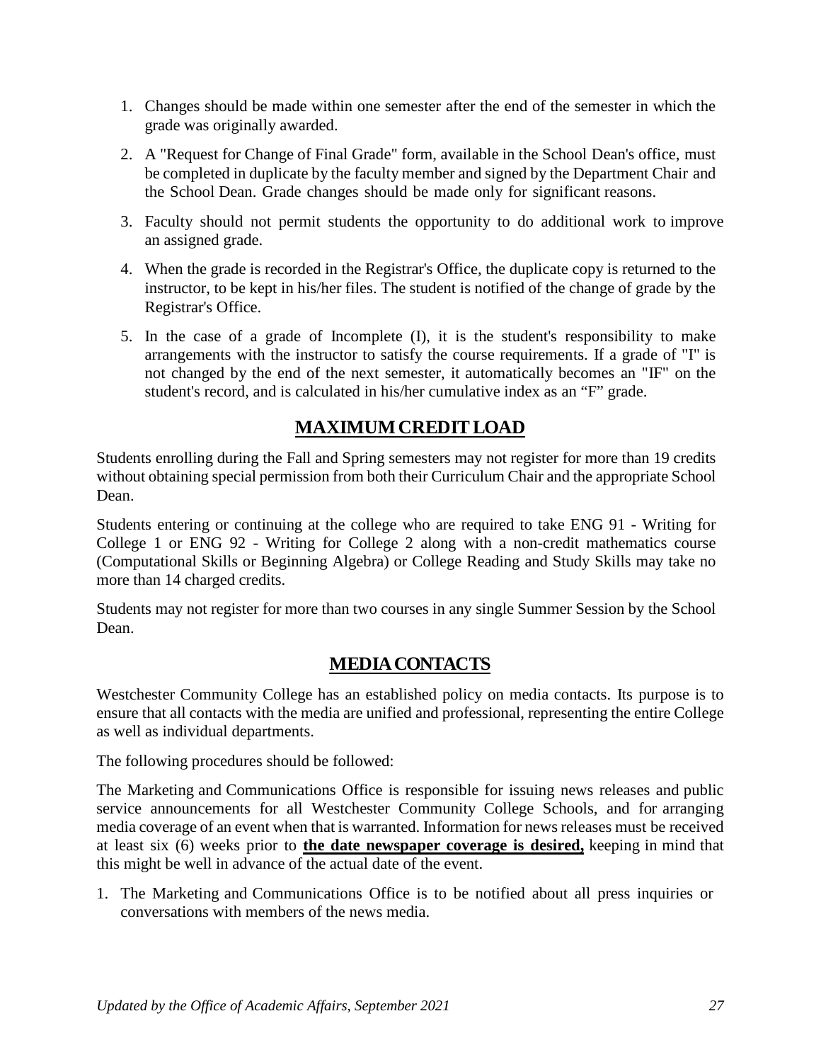1. Changes should be made within one semester after the end of the semester in which the grade was originally awarded.
2. A "Request for Change of Final Grade" form, available in the School Dean's office, must be completed in duplicate by the faculty member and signed by the Department Chair and the School Dean. Grade changes should be made only for significant reasons.
3. Faculty should not permit students the opportunity to do additional work to improve an assigned grade.
4. When the grade is recorded in the Registrar's Office, the duplicate copy is returned to the instructor, to be kept in his/her files. The student is notified of the change of grade by the Registrar's Office.
5. In the case of a grade of Incomplete (I), it is the student's responsibility to make arrangements with the instructor to satisfy the course requirements. If a grade of "I" is not changed by the end of the next semester, it automatically becomes an "IF" on the student's record, and is calculated in his/her cumulative index as an "F" grade.

## MAXIMUM CREDIT LOAD

Students enrolling during the Fall and Spring semesters may not register for more than 19 credits without obtaining special permission from both their Curriculum Chair and the appropriate School Dean.

Students entering or continuing at the college who are required to take ENG 91 - Writing for College 1 or ENG 92 - Writing for College 2 along with a non-credit mathematics course (Computational Skills or Beginning Algebra) or College Reading and Study Skills may take no more than 14 charged credits.

Students may not register for more than two courses in any single Summer Session by the School Dean.

## MEDIA CONTACTS

Westchester Community College has an established policy on media contacts. Its purpose is to ensure that all contacts with the media are unified and professional, representing the entire College as well as individual departments.

The following procedures should be followed:

The Marketing and Communications Office is responsible for issuing news releases and public service announcements for all Westchester Community College Schools, and for arranging media coverage of an event when that is warranted. Information for news releases must be received at least six (6) weeks prior to **the date newspaper coverage is desired,** keeping in mind that this might be well in advance of the actual date of the event.

1. The Marketing and Communications Office is to be notified about all press inquiries or conversations with members of the news media.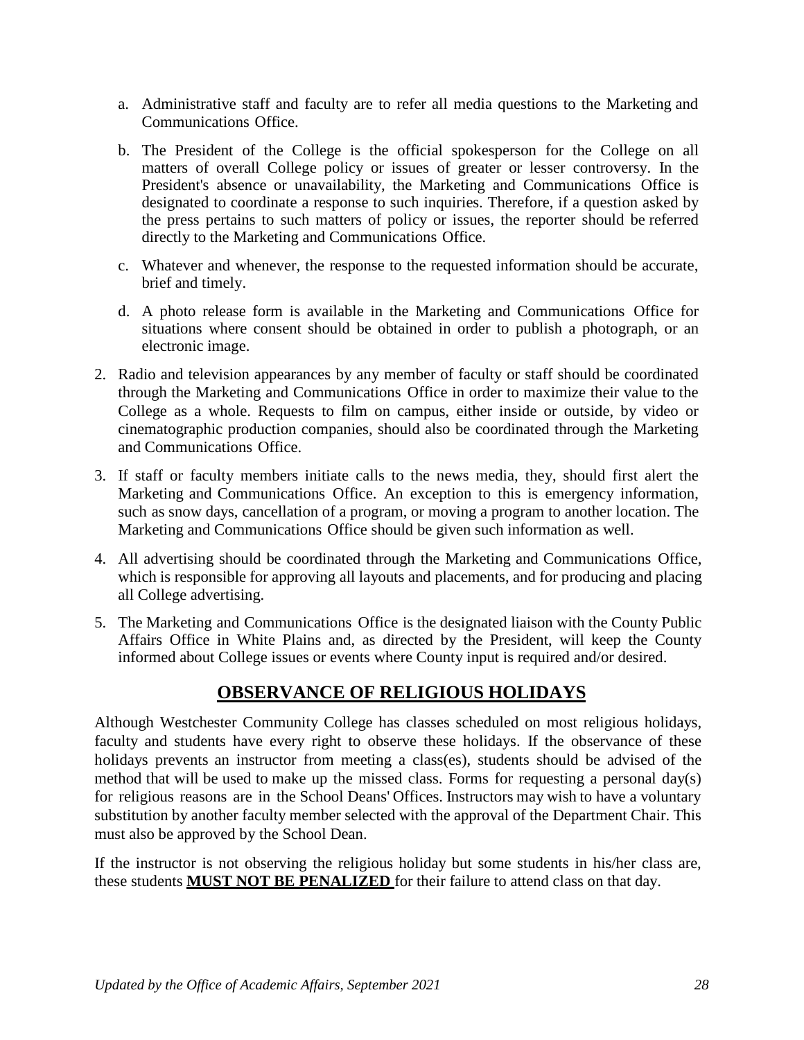a. Administrative staff and faculty are to refer all media questions to the Marketing and Communications Office.

   b. The President of the College is the official spokesperson for the College on all matters of overall College policy or issues of greater or lesser controversy. In the President's absence or unavailability, the Marketing and Communications Office is designated to coordinate a response to such inquiries. Therefore, if a question asked by the press pertains to such matters of policy or issues, the reporter should be referred directly to the Marketing and Communications Office.

   c. Whatever and whenever, the response to the requested information should be accurate, brief and timely.

   d. A photo release form is available in the Marketing and Communications Office for situations where consent should be obtained in order to publish a photograph, or an electronic image.

2. Radio and television appearances by any member of faculty or staff should be coordinated through the Marketing and Communications Office in order to maximize their value to the College as a whole. Requests to film on campus, either inside or outside, by video or cinematographic production companies, should also be coordinated through the Marketing and Communications Office.

3. If staff or faculty members initiate calls to the news media, they, should first alert the Marketing and Communications Office. An exception to this is emergency information, such as snow days, cancellation of a program, or moving a program to another location. The Marketing and Communications Office should be given such information as well.

4. All advertising should be coordinated through the Marketing and Communications Office, which is responsible for approving all layouts and placements, and for producing and placing all College advertising.

5. The Marketing and Communications Office is the designated liaison with the County Public Affairs Office in White Plains and, as directed by the President, will keep the County informed about College issues or events where County input is required and/or desired.

## OBSERVANCE OF RELIGIOUS HOLIDAYS

Although Westchester Community College has classes scheduled on most religious holidays, faculty and students have every right to observe these holidays. If the observance of these holidays prevents an instructor from meeting a class(es), students should be advised of the method that will be used to make up the missed class. Forms for requesting a personal day(s) for religious reasons are in the School Deans' Offices. Instructors may wish to have a voluntary substitution by another faculty member selected with the approval of the Department Chair. This must also be approved by the School Dean.

If the instructor is not observing the religious holiday but some students in his/her class are, these students **MUST NOT BE PENALIZED** for their failure to attend class on that day.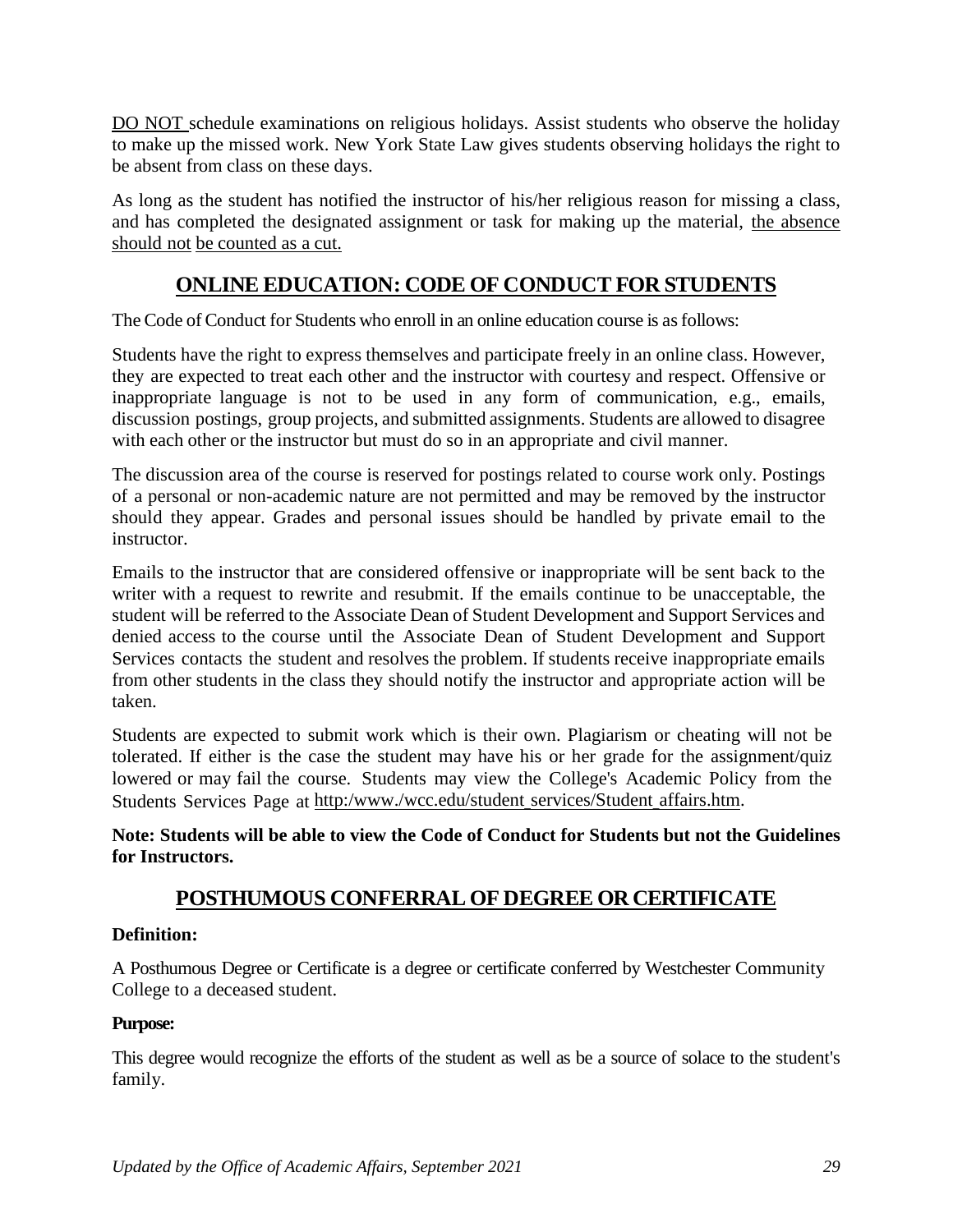DO NOT schedule examinations on religious holidays. Assist students who observe the holiday to make up the missed work. New York State Law gives students observing holidays the right to be absent from class on these days.

As long as the student has notified the instructor of his/her religious reason for missing a class, and has completed the designated assignment or task for making up the material, the absence should not be counted as a cut.

## ONLINE EDUCATION: CODE OF CONDUCT FOR STUDENTS

The Code of Conduct for Students who enroll in an online education course is as follows:

Students have the right to express themselves and participate freely in an online class. However, they are expected to treat each other and the instructor with courtesy and respect. Offensive or inappropriate language is not to be used in any form of communication, e.g., emails, discussion postings, group projects, and submitted assignments. Students are allowed to disagree with each other or the instructor but must do so in an appropriate and civil manner.

The discussion area of the course is reserved for postings related to course work only. Postings of a personal or non-academic nature are not permitted and may be removed by the instructor should they appear. Grades and personal issues should be handled by private email to the instructor.

Emails to the instructor that are considered offensive or inappropriate will be sent back to the writer with a request to rewrite and resubmit. If the emails continue to be unacceptable, the student will be referred to the Associate Dean of Student Development and Support Services and denied access to the course until the Associate Dean of Student Development and Support Services contacts the student and resolves the problem. If students receive inappropriate emails from other students in the class they should notify the instructor and appropriate action will be taken.

Students are expected to submit work which is their own. Plagiarism or cheating will not be tolerated. If either is the case the student may have his or her grade for the assignment/quiz lowered or may fail the course. Students may view the College's Academic Policy from the Students Services Page at http:/www./wcc.edu/student_services/Student_affairs.htm.

**Note: Students will be able to view the Code of Conduct for Students but not the Guidelines for Instructors.**

## POSTHUMOUS CONFERRAL OF DEGREE OR CERTIFICATE

**Definition:**

A Posthumous Degree or Certificate is a degree or certificate conferred by Westchester Community College to a deceased student.

**Purpose:**

This degree would recognize the efforts of the student as well as be a source of solace to the student's family.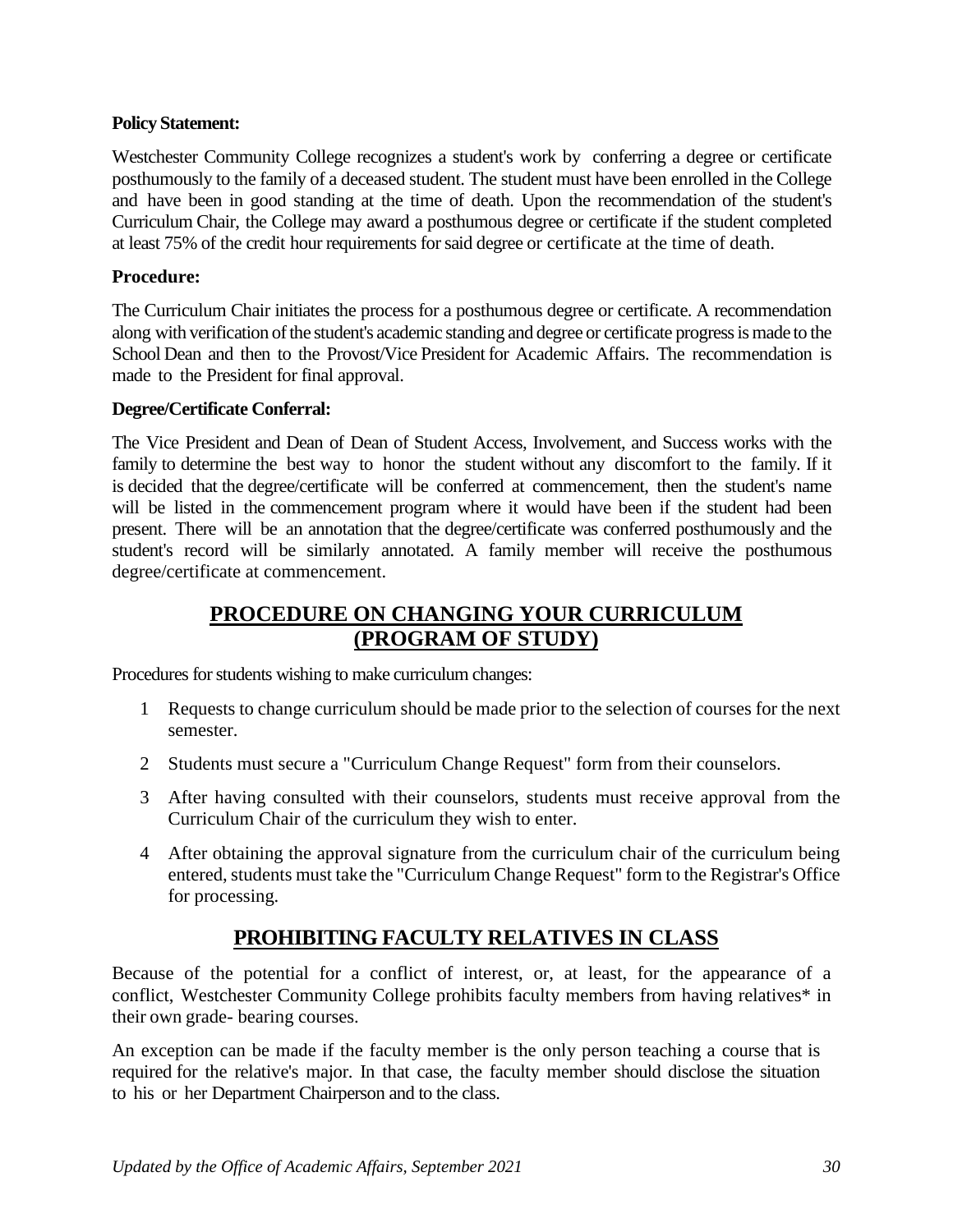**Policy Statement:**

Westchester Community College recognizes a student's work by conferring a degree or certificate posthumously to the family of a deceased student. The student must have been enrolled in the College and have been in good standing at the time of death. Upon the recommendation of the student's Curriculum Chair, the College may award a posthumous degree or certificate if the student completed at least 75% of the credit hour requirements for said degree or certificate at the time of death.

**Procedure:**

The Curriculum Chair initiates the process for a posthumous degree or certificate. A recommendation along with verification of the student's academic standing and degree or certificate progress is made to the School Dean and then to the Provost/Vice President for Academic Affairs. The recommendation is made to the President for final approval.

**Degree/Certificate Conferral:**

The Vice President and Dean of Dean of Student Access, Involvement, and Success works with the family to determine the best way to honor the student without any discomfort to the family. If it is decided that the degree/certificate will be conferred at commencement, then the student's name will be listed in the commencement program where it would have been if the student had been present. There will be an annotation that the degree/certificate was conferred posthumously and the student's record will be similarly annotated. A family member will receive the posthumous degree/certificate at commencement.

## PROCEDURE ON CHANGING YOUR CURRICULUM (PROGRAM OF STUDY)

Procedures for students wishing to make curriculum changes:

1. Requests to change curriculum should be made prior to the selection of courses for the next semester.
2. Students must secure a "Curriculum Change Request" form from their counselors.
3. After having consulted with their counselors, students must receive approval from the Curriculum Chair of the curriculum they wish to enter.
4. After obtaining the approval signature from the curriculum chair of the curriculum being entered, students must take the "Curriculum Change Request" form to the Registrar's Office for processing.

## PROHIBITING FACULTY RELATIVES IN CLASS

Because of the potential for a conflict of interest, or, at least, for the appearance of a conflict, Westchester Community College prohibits faculty members from having relatives* in their own grade- bearing courses.

An exception can be made if the faculty member is the only person teaching a course that is required for the relative's major. In that case, the faculty member should disclose the situation to his or her Department Chairperson and to the class.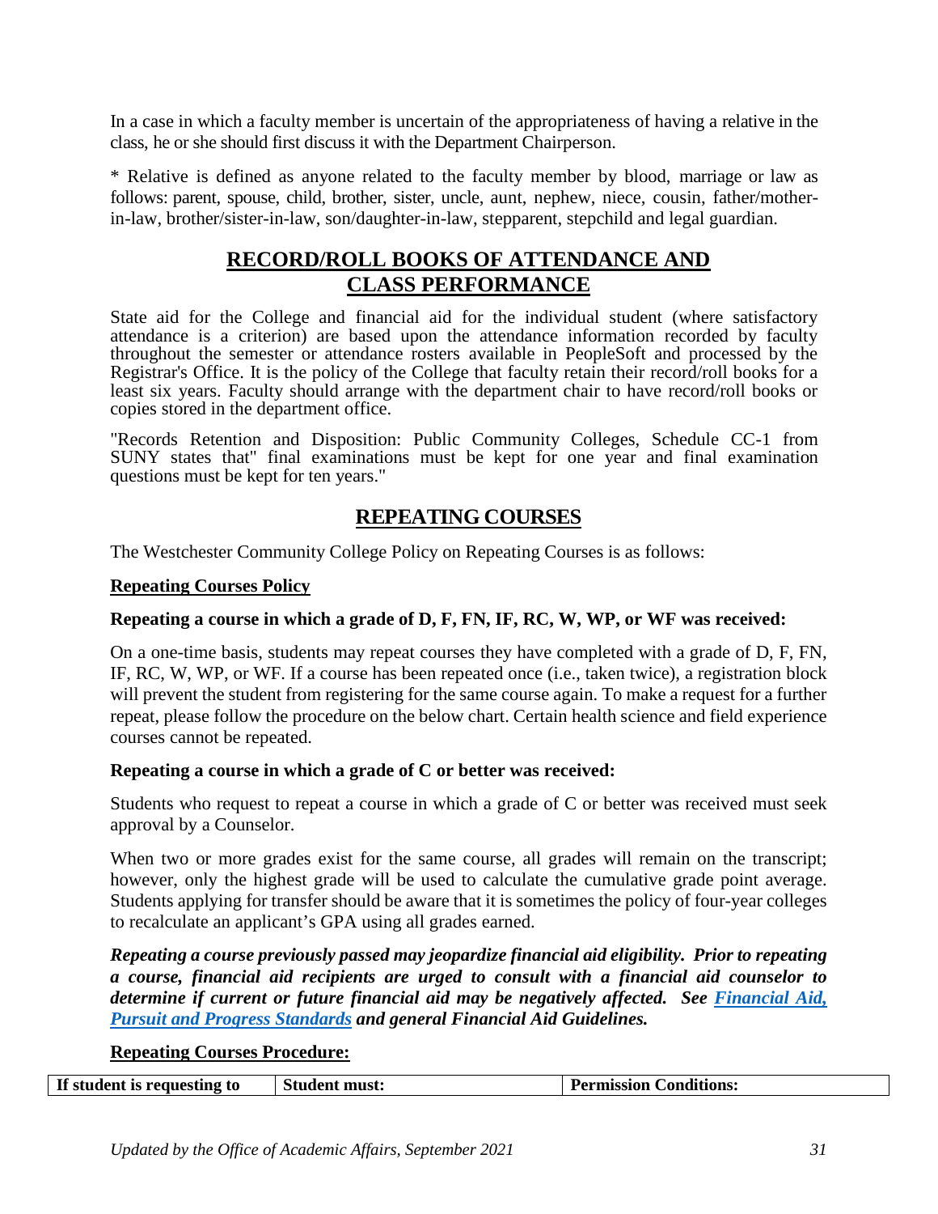In a case in which a faculty member is uncertain of the appropriateness of having a relative in the class, he or she should first discuss it with the Department Chairperson.

* Relative is defined as anyone related to the faculty member by blood, marriage or law as follows: parent, spouse, child, brother, sister, uncle, aunt, nephew, niece, cousin, father/mother-in-law, brother/sister-in-law, son/daughter-in-law, stepparent, stepchild and legal guardian.

## RECORD/ROLL BOOKS OF ATTENDANCE AND CLASS PERFORMANCE

State aid for the College and financial aid for the individual student (where satisfactory attendance is a criterion) are based upon the attendance information recorded by faculty throughout the semester or attendance rosters available in PeopleSoft and processed by the Registrar's Office. It is the policy of the College that faculty retain their record/roll books for a least six years. Faculty should arrange with the department chair to have record/roll books or copies stored in the department office.

"Records Retention and Disposition: Public Community Colleges, Schedule CC-1 from SUNY states that" final examinations must be kept for one year and final examination questions must be kept for ten years."

## REPEATING COURSES

The Westchester Community College Policy on Repeating Courses is as follows:

**Repeating Courses Policy**

**Repeating a course in which a grade of D, F, FN, IF, RC, W, WP, or WF was received:**

On a one-time basis, students may repeat courses they have completed with a grade of D, F, FN, IF, RC, W, WP, or WF. If a course has been repeated once (i.e., taken twice), a registration block will prevent the student from registering for the same course again. To make a request for a further repeat, please follow the procedure on the below chart. Certain health science and field experience courses cannot be repeated.

**Repeating a course in which a grade of C or better was received:**

Students who request to repeat a course in which a grade of C or better was received must seek approval by a Counselor.

When two or more grades exist for the same course, all grades will remain on the transcript; however, only the highest grade will be used to calculate the cumulative grade point average. Students applying for transfer should be aware that it is sometimes the policy of four-year colleges to recalculate an applicant's GPA using all grades earned.

***Repeating a course previously passed may jeopardize financial aid eligibility. Prior to repeating a course, financial aid recipients are urged to consult with a financial aid counselor to determine if current or future financial aid may be negatively affected. See Financial Aid, Pursuit and Progress Standards and general Financial Aid Guidelines.***

**Repeating Courses Procedure:**

| If student is requesting to | Student must: | Permission Conditions: |
|---|---|---|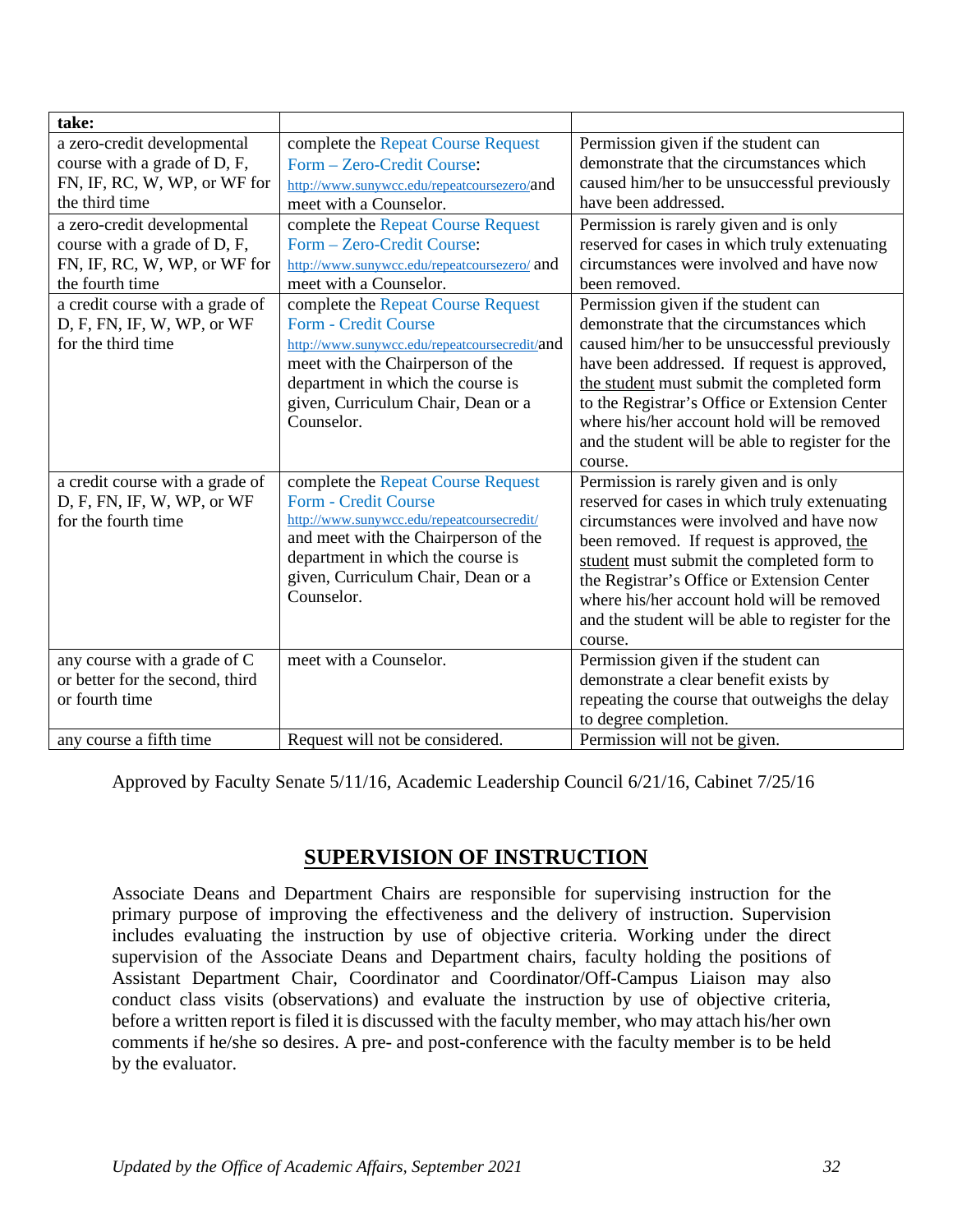| take: | | |
|---|---|---|
| a zero-credit developmental course with a grade of D, F, FN, IF, RC, W, WP, or WF for the third time | complete the Repeat Course Request Form – Zero-Credit Course: http://www.sunywcc.edu/repeatcoursezero/and meet with a Counselor. | Permission given if the student can demonstrate that the circumstances which caused him/her to be unsuccessful previously have been addressed. |
| a zero-credit developmental course with a grade of D, F, FN, IF, RC, W, WP, or WF for the fourth time | complete the Repeat Course Request Form – Zero-Credit Course: http://www.sunywcc.edu/repeatcoursezero/ and meet with a Counselor. | Permission is rarely given and is only reserved for cases in which truly extenuating circumstances were involved and have now been removed. |
| a credit course with a grade of D, F, FN, IF, W, WP, or WF for the third time | complete the Repeat Course Request Form - Credit Course http://www.sunywcc.edu/repeatcoursecredit/and meet with the Chairperson of the department in which the course is given, Curriculum Chair, Dean or a Counselor. | Permission given if the student can demonstrate that the circumstances which caused him/her to be unsuccessful previously have been addressed. If request is approved, the student must submit the completed form to the Registrar's Office or Extension Center where his/her account hold will be removed and the student will be able to register for the course. |
| a credit course with a grade of D, F, FN, IF, W, WP, or WF for the fourth time | complete the Repeat Course Request Form - Credit Course http://www.sunywcc.edu/repeatcoursecredit/ and meet with the Chairperson of the department in which the course is given, Curriculum Chair, Dean or a Counselor. | Permission is rarely given and is only reserved for cases in which truly extenuating circumstances were involved and have now been removed. If request is approved, the student must submit the completed form to the Registrar's Office or Extension Center where his/her account hold will be removed and the student will be able to register for the course. |
| any course with a grade of C or better for the second, third or fourth time | meet with a Counselor. | Permission given if the student can demonstrate a clear benefit exists by repeating the course that outweighs the delay to degree completion. |
| any course a fifth time | Request will not be considered. | Permission will not be given. |

Approved by Faculty Senate 5/11/16, Academic Leadership Council 6/21/16, Cabinet 7/25/16

## SUPERVISION OF INSTRUCTION

Associate Deans and Department Chairs are responsible for supervising instruction for the primary purpose of improving the effectiveness and the delivery of instruction. Supervision includes evaluating the instruction by use of objective criteria. Working under the direct supervision of the Associate Deans and Department chairs, faculty holding the positions of Assistant Department Chair, Coordinator and Coordinator/Off-Campus Liaison may also conduct class visits (observations) and evaluate the instruction by use of objective criteria, before a written report is filed it is discussed with the faculty member, who may attach his/her own comments if he/she so desires. A pre- and post-conference with the faculty member is to be held by the evaluator.

*Updated by the Office of Academic Affairs, September 2021*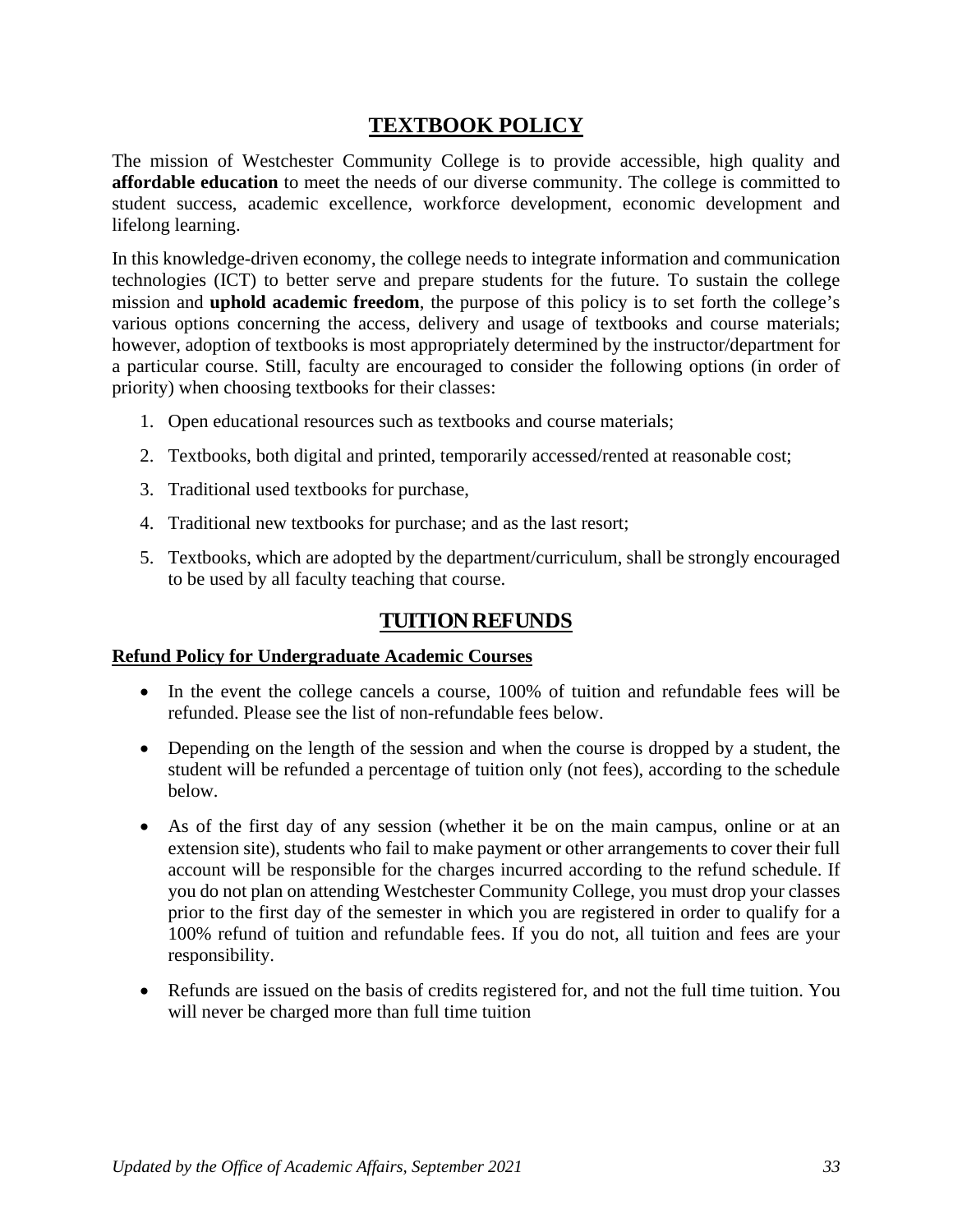# TEXTBOOK POLICY

The mission of Westchester Community College is to provide accessible, high quality and **affordable education** to meet the needs of our diverse community. The college is committed to student success, academic excellence, workforce development, economic development and lifelong learning.

In this knowledge-driven economy, the college needs to integrate information and communication technologies (ICT) to better serve and prepare students for the future. To sustain the college mission and **uphold academic freedom**, the purpose of this policy is to set forth the college's various options concerning the access, delivery and usage of textbooks and course materials; however, adoption of textbooks is most appropriately determined by the instructor/department for a particular course. Still, faculty are encouraged to consider the following options (in order of priority) when choosing textbooks for their classes:

1. Open educational resources such as textbooks and course materials;
2. Textbooks, both digital and printed, temporarily accessed/rented at reasonable cost;
3. Traditional used textbooks for purchase,
4. Traditional new textbooks for purchase; and as the last resort;
5. Textbooks, which are adopted by the department/curriculum, shall be strongly encouraged to be used by all faculty teaching that course.

# TUITION REFUNDS

## Refund Policy for Undergraduate Academic Courses

- In the event the college cancels a course, 100% of tuition and refundable fees will be refunded. Please see the list of non-refundable fees below.
- Depending on the length of the session and when the course is dropped by a student, the student will be refunded a percentage of tuition only (not fees), according to the schedule below.
- As of the first day of any session (whether it be on the main campus, online or at an extension site), students who fail to make payment or other arrangements to cover their full account will be responsible for the charges incurred according to the refund schedule. If you do not plan on attending Westchester Community College, you must drop your classes prior to the first day of the semester in which you are registered in order to qualify for a 100% refund of tuition and refundable fees. If you do not, all tuition and fees are your responsibility.
- Refunds are issued on the basis of credits registered for, and not the full time tuition. You will never be charged more than full time tuition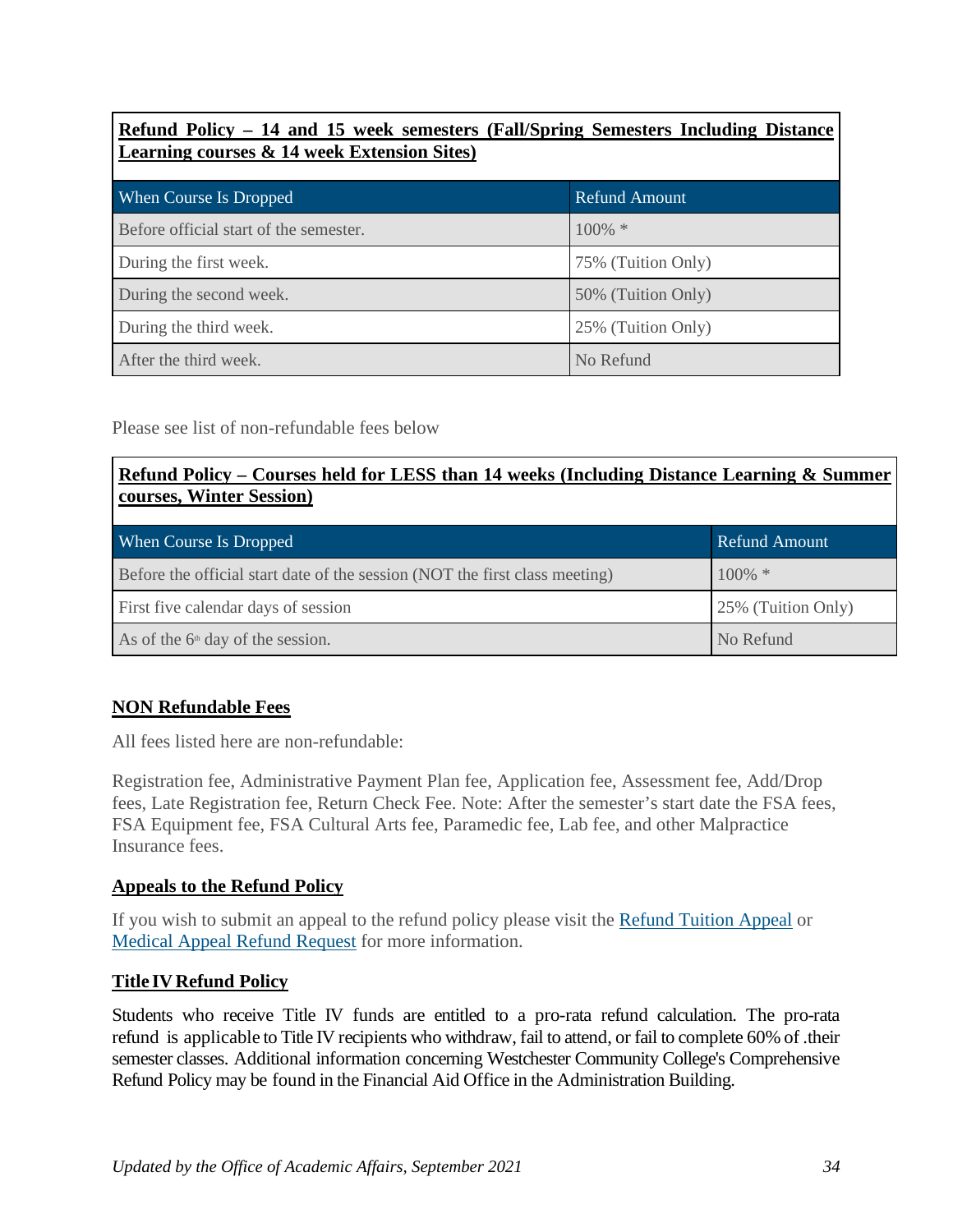**Refund Policy – 14 and 15 week semesters (Fall/Spring Semesters Including Distance Learning courses & 14 week Extension Sites)**

| When Course Is Dropped | Refund Amount |
|---|---|
| Before official start of the semester. | 100% * |
| During the first week. | 75% (Tuition Only) |
| During the second week. | 50% (Tuition Only) |
| During the third week. | 25% (Tuition Only) |
| After the third week. | No Refund |

Please see list of non-refundable fees below

**Refund Policy – Courses held for LESS than 14 weeks (Including Distance Learning & Summer courses, Winter Session)**

| When Course Is Dropped | Refund Amount |
|---|---|
| Before the official start date of the session (NOT the first class meeting) | 100% * |
| First five calendar days of session | 25% (Tuition Only) |
| As of the 6th day of the session. | No Refund |

## NON Refundable Fees

All fees listed here are non-refundable:

Registration fee, Administrative Payment Plan fee, Application fee, Assessment fee, Add/Drop fees, Late Registration fee, Return Check Fee. Note: After the semester's start date the FSA fees, FSA Equipment fee, FSA Cultural Arts fee, Paramedic fee, Lab fee, and other Malpractice Insurance fees.

## Appeals to the Refund Policy

If you wish to submit an appeal to the refund policy please visit the Refund Tuition Appeal or Medical Appeal Refund Request for more information.

## Title IV Refund Policy

Students who receive Title IV funds are entitled to a pro-rata refund calculation. The pro-rata refund is applicable to Title IV recipients who withdraw, fail to attend, or fail to complete 60% of .their semester classes. Additional information concerning Westchester Community College's Comprehensive Refund Policy may be found in the Financial Aid Office in the Administration Building.

*Updated by the Office of Academic Affairs, September 2021*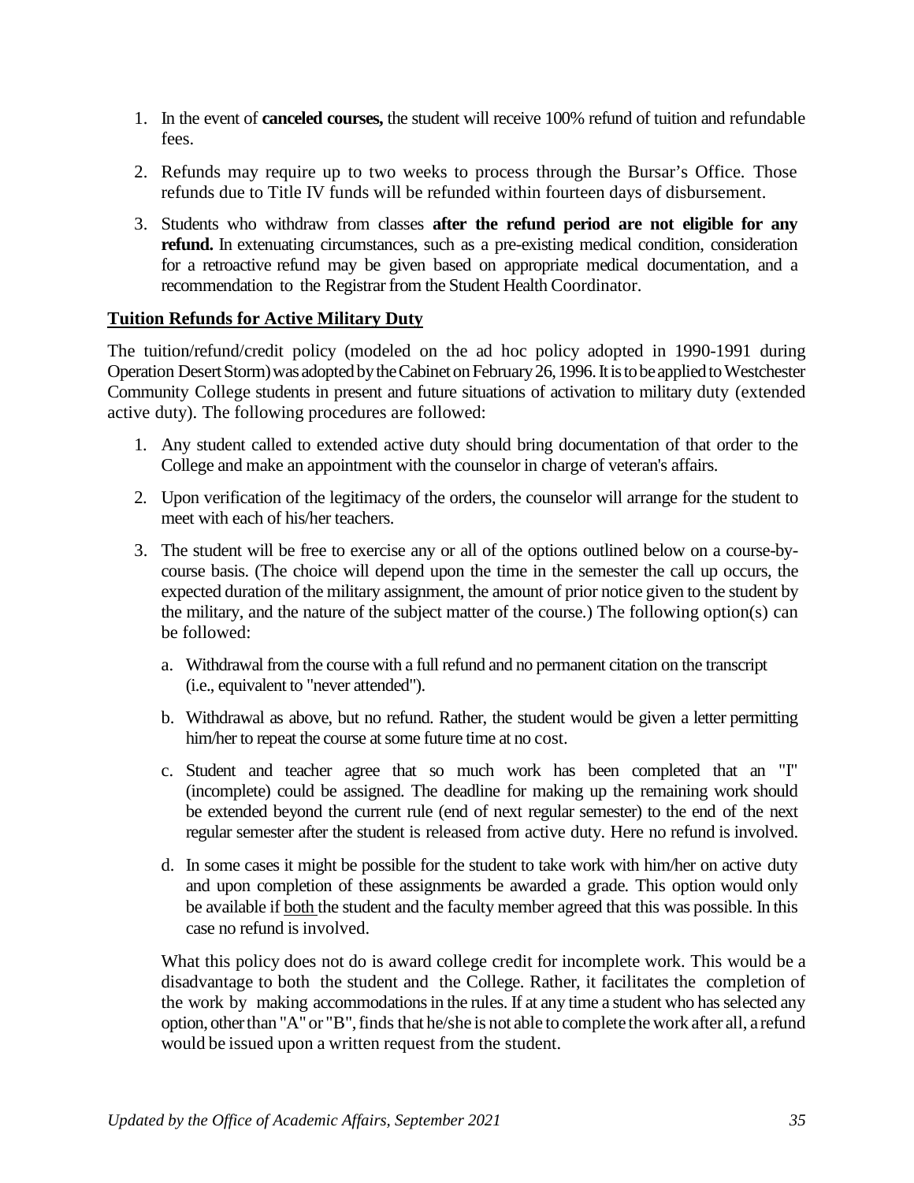1. In the event of **canceled courses,** the student will receive 100% refund of tuition and refundable fees.

2. Refunds may require up to two weeks to process through the Bursar's Office. Those refunds due to Title IV funds will be refunded within fourteen days of disbursement.

3. Students who withdraw from classes **after the refund period are not eligible for any refund.** In extenuating circumstances, such as a pre-existing medical condition, consideration for a retroactive refund may be given based on appropriate medical documentation, and a recommendation to the Registrar from the Student Health Coordinator.

**Tuition Refunds for Active Military Duty**

The tuition/refund/credit policy (modeled on the ad hoc policy adopted in 1990-1991 during Operation Desert Storm) was adopted by the Cabinet on February 26, 1996. It is to be applied to Westchester Community College students in present and future situations of activation to military duty (extended active duty). The following procedures are followed:

1. Any student called to extended active duty should bring documentation of that order to the College and make an appointment with the counselor in charge of veteran's affairs.

2. Upon verification of the legitimacy of the orders, the counselor will arrange for the student to meet with each of his/her teachers.

3. The student will be free to exercise any or all of the options outlined below on a course-by-course basis. (The choice will depend upon the time in the semester the call up occurs, the expected duration of the military assignment, the amount of prior notice given to the student by the military, and the nature of the subject matter of the course.) The following option(s) can be followed:

   a. Withdrawal from the course with a full refund and no permanent citation on the transcript (i.e., equivalent to "never attended").

   b. Withdrawal as above, but no refund. Rather, the student would be given a letter permitting him/her to repeat the course at some future time at no cost.

   c. Student and teacher agree that so much work has been completed that an "I" (incomplete) could be assigned. The deadline for making up the remaining work should be extended beyond the current rule (end of next regular semester) to the end of the next regular semester after the student is released from active duty. Here no refund is involved.

   d. In some cases it might be possible for the student to take work with him/her on active duty and upon completion of these assignments be awarded a grade. This option would only be available if both the student and the faculty member agreed that this was possible. In this case no refund is involved.

   What this policy does not do is award college credit for incomplete work. This would be a disadvantage to both the student and the College. Rather, it facilitates the completion of the work by making accommodations in the rules. If at any time a student who has selected any option, other than "A" or "B", finds that he/she is not able to complete the work after all, a refund would be issued upon a written request from the student.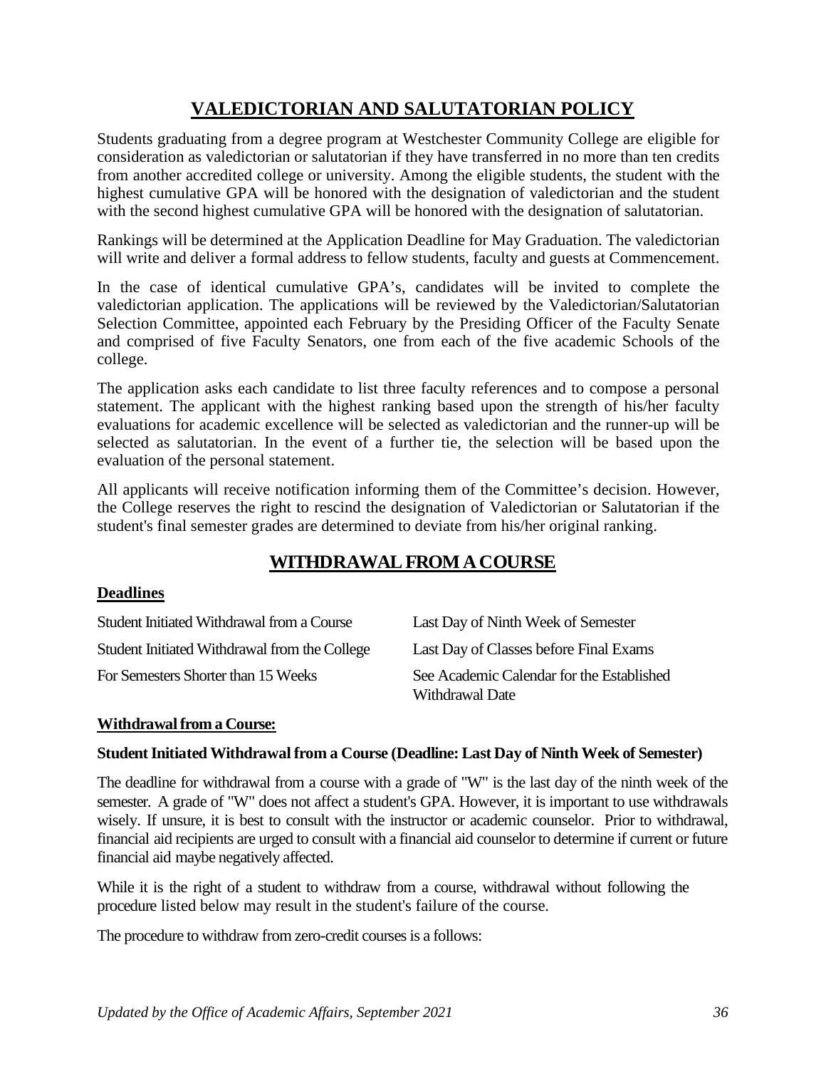# VALEDICTORIAN AND SALUTATORIAN POLICY

Students graduating from a degree program at Westchester Community College are eligible for consideration as valedictorian or salutatorian if they have transferred in no more than ten credits from another accredited college or university. Among the eligible students, the student with the highest cumulative GPA will be honored with the designation of valedictorian and the student with the second highest cumulative GPA will be honored with the designation of salutatorian.

Rankings will be determined at the Application Deadline for May Graduation. The valedictorian will write and deliver a formal address to fellow students, faculty and guests at Commencement.

In the case of identical cumulative GPA's, candidates will be invited to complete the valedictorian application. The applications will be reviewed by the Valedictorian/Salutatorian Selection Committee, appointed each February by the Presiding Officer of the Faculty Senate and comprised of five Faculty Senators, one from each of the five academic Schools of the college.

The application asks each candidate to list three faculty references and to compose a personal statement. The applicant with the highest ranking based upon the strength of his/her faculty evaluations for academic excellence will be selected as valedictorian and the runner-up will be selected as salutatorian. In the event of a further tie, the selection will be based upon the evaluation of the personal statement.

All applicants will receive notification informing them of the Committee's decision. However, the College reserves the right to rescind the designation of Valedictorian or Salutatorian if the student's final semester grades are determined to deviate from his/her original ranking.

# WITHDRAWAL FROM A COURSE

## Deadlines

| | |
|---|---|
| Student Initiated Withdrawal from a Course | Last Day of Ninth Week of Semester |
| Student Initiated Withdrawal from the College | Last Day of Classes before Final Exams |
| For Semesters Shorter than 15 Weeks | See Academic Calendar for the Established Withdrawal Date |

## Withdrawal from a Course:

### Student Initiated Withdrawal from a Course (Deadline: Last Day of Ninth Week of Semester)

The deadline for withdrawal from a course with a grade of "W" is the last day of the ninth week of the semester. A grade of "W" does not affect a student's GPA. However, it is important to use withdrawals wisely. If unsure, it is best to consult with the instructor or academic counselor. Prior to withdrawal, financial aid recipients are urged to consult with a financial aid counselor to determine if current or future financial aid maybe negatively affected.

While it is the right of a student to withdraw from a course, withdrawal without following the procedure listed below may result in the student's failure of the course.

The procedure to withdraw from zero-credit courses is a follows: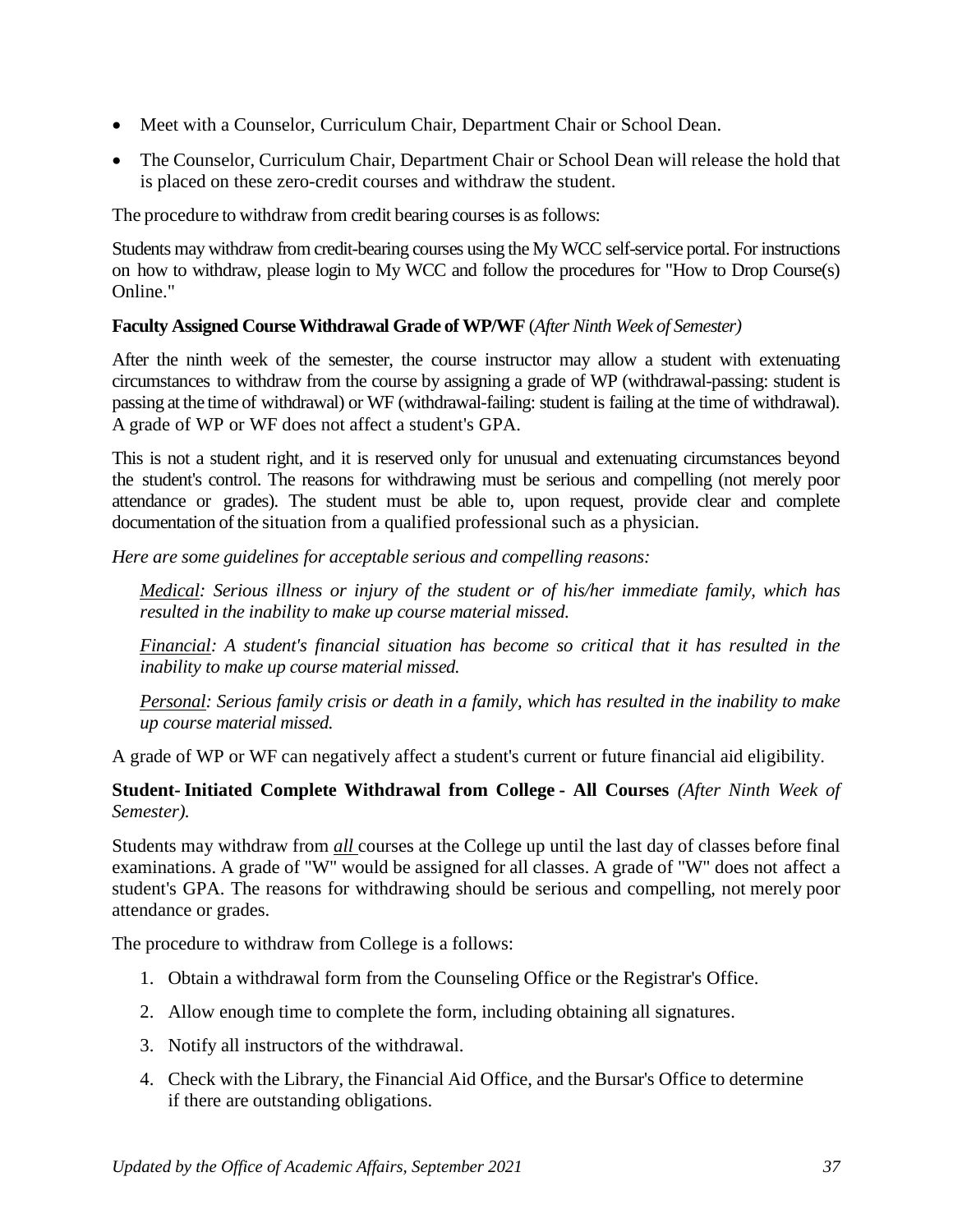- Meet with a Counselor, Curriculum Chair, Department Chair or School Dean.
- The Counselor, Curriculum Chair, Department Chair or School Dean will release the hold that is placed on these zero-credit courses and withdraw the student.

The procedure to withdraw from credit bearing courses is as follows:

Students may withdraw from credit-bearing courses using the My WCC self-service portal. For instructions on how to withdraw, please login to My WCC and follow the procedures for "How to Drop Course(s) Online."

**Faculty Assigned Course Withdrawal Grade of WP/WF** (*After Ninth Week of Semester)*

After the ninth week of the semester, the course instructor may allow a student with extenuating circumstances to withdraw from the course by assigning a grade of WP (withdrawal-passing: student is passing at the time of withdrawal) or WF (withdrawal-failing: student is failing at the time of withdrawal). A grade of WP or WF does not affect a student's GPA.

This is not a student right, and it is reserved only for unusual and extenuating circumstances beyond the student's control. The reasons for withdrawing must be serious and compelling (not merely poor attendance or grades). The student must be able to, upon request, provide clear and complete documentation of the situation from a qualified professional such as a physician.

*Here are some guidelines for acceptable serious and compelling reasons:*

> *Medical: Serious illness or injury of the student or of his/her immediate family, which has resulted in the inability to make up course material missed.*
>
> *Financial: A student's financial situation has become so critical that it has resulted in the inability to make up course material missed.*
>
> *Personal: Serious family crisis or death in a family, which has resulted in the inability to make up course material missed.*

A grade of WP or WF can negatively affect a student's current or future financial aid eligibility.

**Student- Initiated Complete Withdrawal from College - All Courses** *(After Ninth Week of Semester).*

Students may withdraw from ***all*** courses at the College up until the last day of classes before final examinations. A grade of "W" would be assigned for all classes. A grade of "W" does not affect a student's GPA. The reasons for withdrawing should be serious and compelling, not merely poor attendance or grades.

The procedure to withdraw from College is a follows:

1. Obtain a withdrawal form from the Counseling Office or the Registrar's Office.
2. Allow enough time to complete the form, including obtaining all signatures.
3. Notify all instructors of the withdrawal.
4. Check with the Library, the Financial Aid Office, and the Bursar's Office to determine if there are outstanding obligations.

*Updated by the Office of Academic Affairs, September 2021*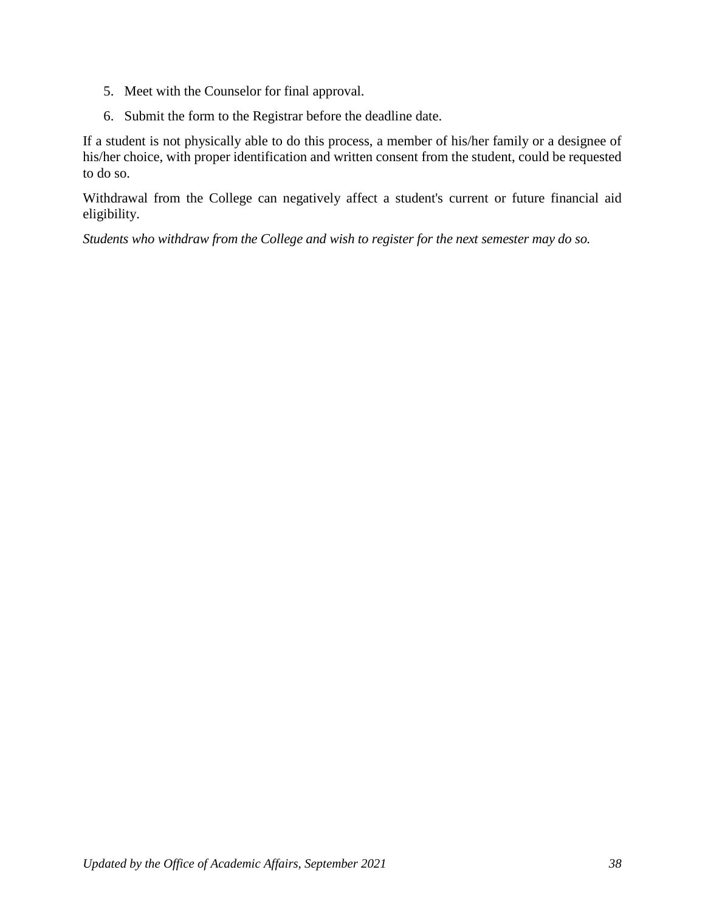5. Meet with the Counselor for final approval.
6. Submit the form to the Registrar before the deadline date.

If a student is not physically able to do this process, a member of his/her family or a designee of his/her choice, with proper identification and written consent from the student, could be requested to do so.

Withdrawal from the College can negatively affect a student's current or future financial aid eligibility.

*Students who withdraw from the College and wish to register for the next semester may do so.*